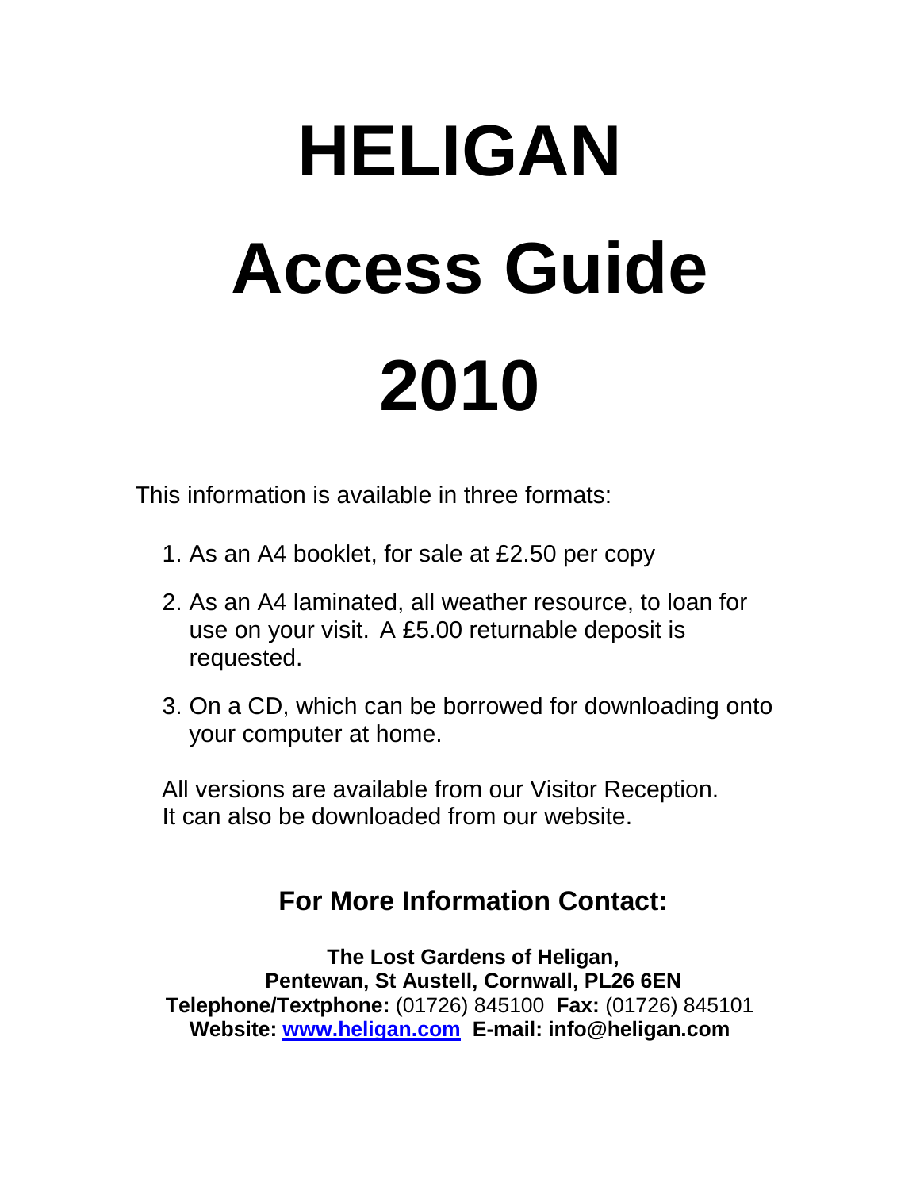# HELIGAN

# Access Guide

# 2010

This information is available in three formats:

1. As an A4 booklet, for sale at £2.50 per copy
2. As an A4 laminated, all weather resource, to loan for use on your visit. A £5.00 returnable deposit is requested.
3. On a CD, which can be borrowed for downloading onto your computer at home.

All versions are available from our Visitor Reception. It can also be downloaded from our website.

## For More Information Contact:

**The Lost Gardens of Heligan,**
**Pentewan, St Austell, Cornwall, PL26 6EN**
**Telephone/Textphone:** (01726) 845100 **Fax:** (01726) 845101
**Website: [www.heligan.com](http://www.heligan.com) E-mail: info@heligan.com**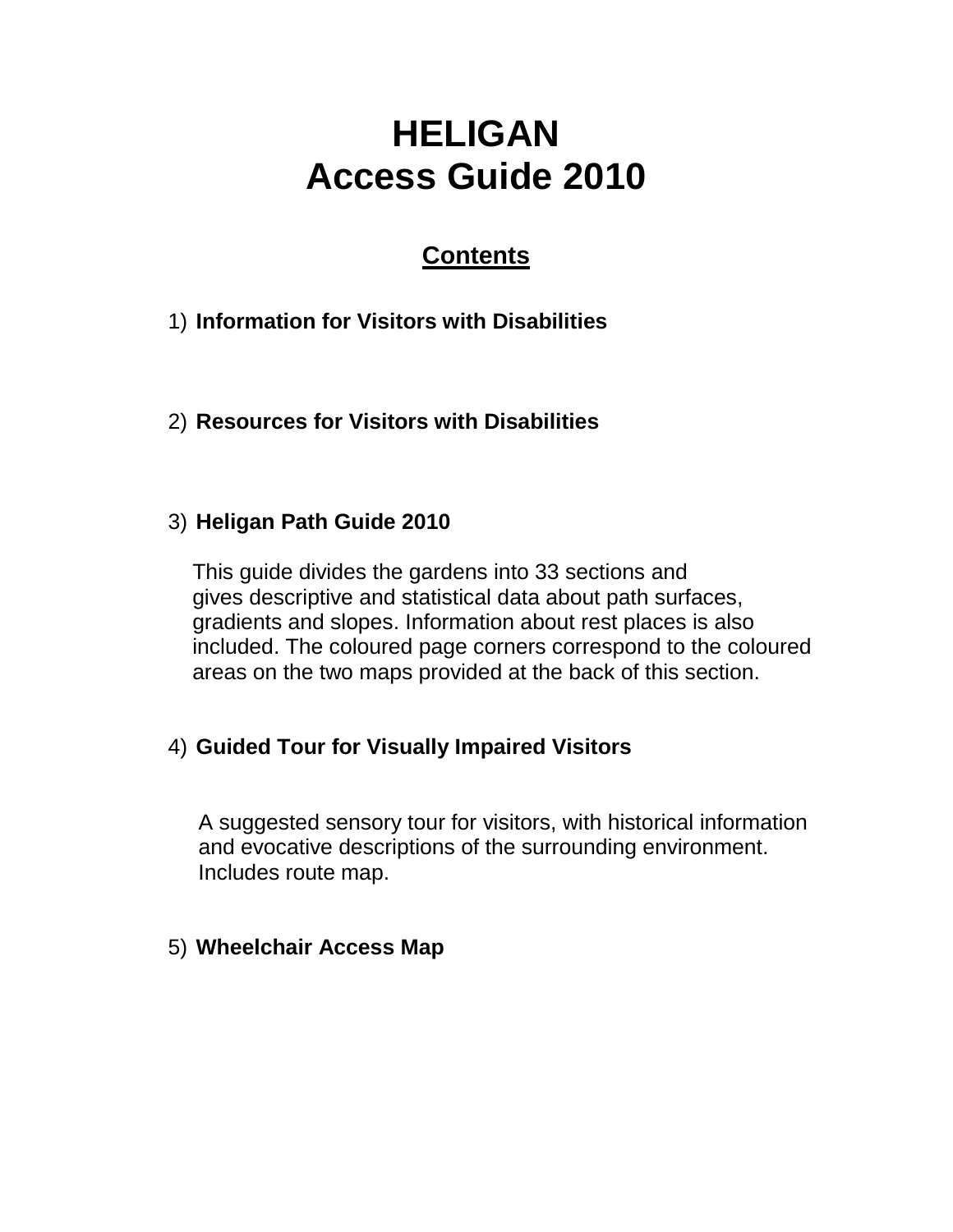# HELIGAN
# Access Guide 2010

## Contents

1) **Information for Visitors with Disabilities**

2) **Resources for Visitors with Disabilities**

3) **Heligan Path Guide 2010**

   This guide divides the gardens into 33 sections and gives descriptive and statistical data about path surfaces, gradients and slopes. Information about rest places is also included. The coloured page corners correspond to the coloured areas on the two maps provided at the back of this section.

4) **Guided Tour for Visually Impaired Visitors**

   A suggested sensory tour for visitors, with historical information and evocative descriptions of the surrounding environment. Includes route map.

5) **Wheelchair Access Map**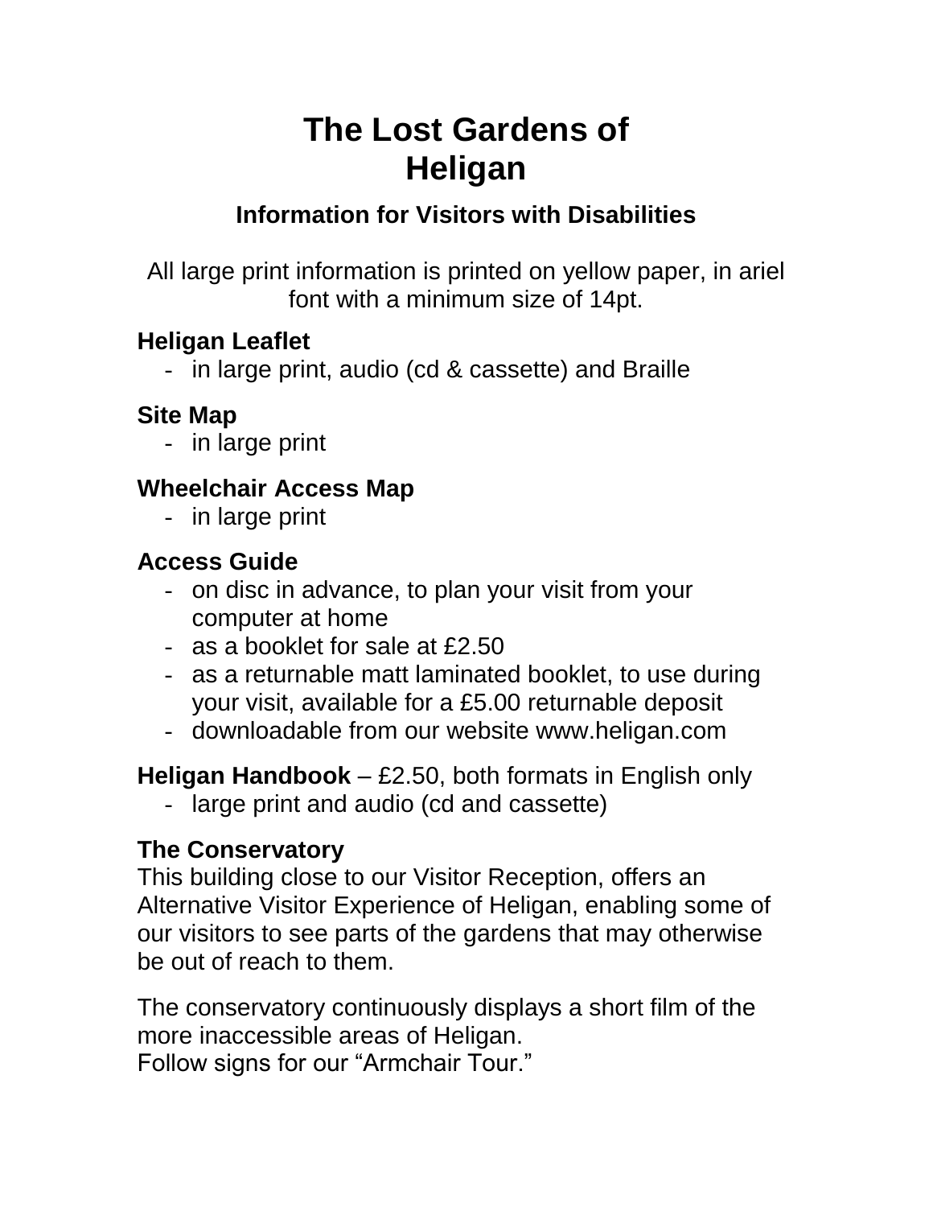# The Lost Gardens of Heligan

## Information for Visitors with Disabilities

All large print information is printed on yellow paper, in ariel font with a minimum size of 14pt.

### Heligan Leaflet

- in large print, audio (cd & cassette) and Braille

### Site Map

- in large print

### Wheelchair Access Map

- in large print

### Access Guide

- on disc in advance, to plan your visit from your computer at home
- as a booklet for sale at £2.50
- as a returnable matt laminated booklet, to use during your visit, available for a £5.00 returnable deposit
- downloadable from our website www.heligan.com

**Heligan Handbook** – £2.50, both formats in English only

- large print and audio (cd and cassette)

### The Conservatory

This building close to our Visitor Reception, offers an Alternative Visitor Experience of Heligan, enabling some of our visitors to see parts of the gardens that may otherwise be out of reach to them.

The conservatory continuously displays a short film of the more inaccessible areas of Heligan.
Follow signs for our "Armchair Tour."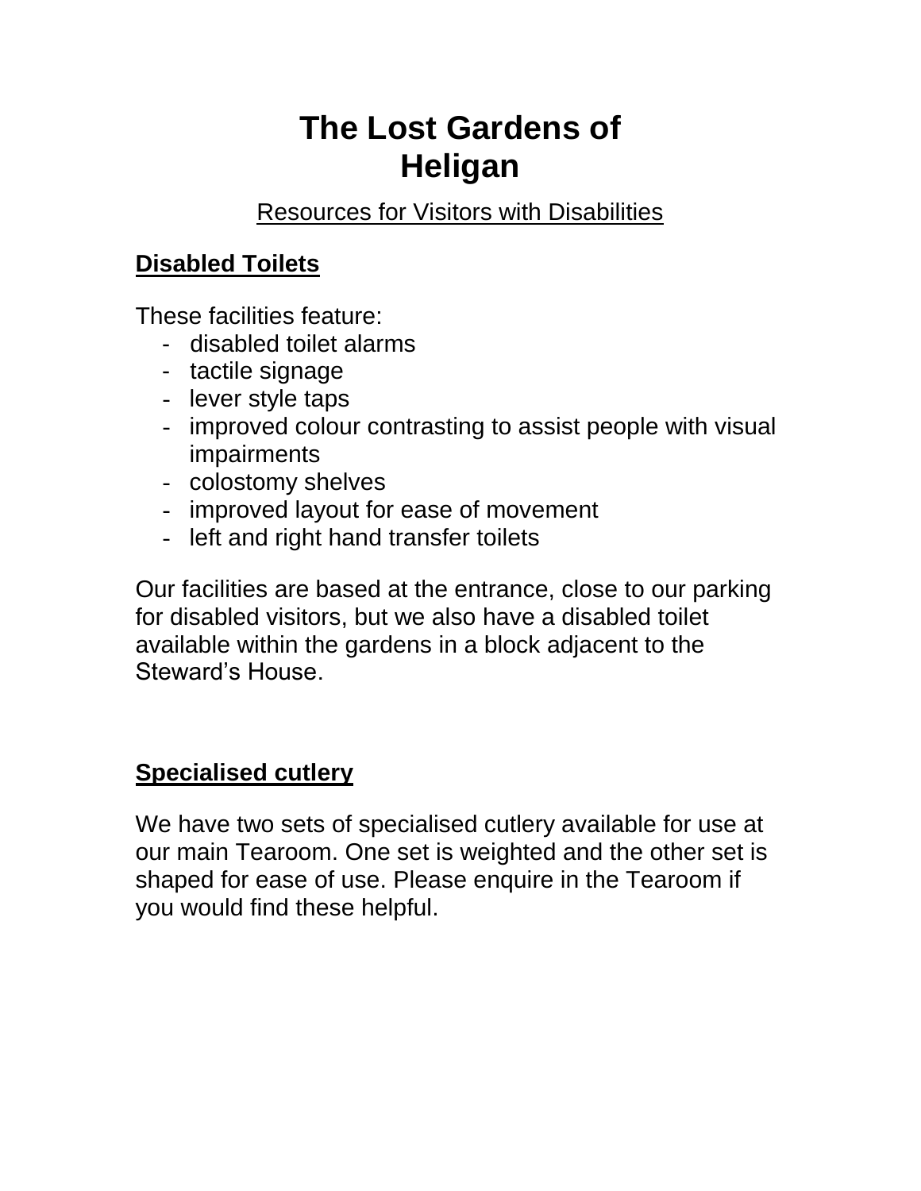# The Lost Gardens of Heligan

Resources for Visitors with Disabilities

## Disabled Toilets

These facilities feature:

- disabled toilet alarms
- tactile signage
- lever style taps
- improved colour contrasting to assist people with visual impairments
- colostomy shelves
- improved layout for ease of movement
- left and right hand transfer toilets

Our facilities are based at the entrance, close to our parking for disabled visitors, but we also have a disabled toilet available within the gardens in a block adjacent to the Steward's House.

## Specialised cutlery

We have two sets of specialised cutlery available for use at our main Tearoom. One set is weighted and the other set is shaped for ease of use. Please enquire in the Tearoom if you would find these helpful.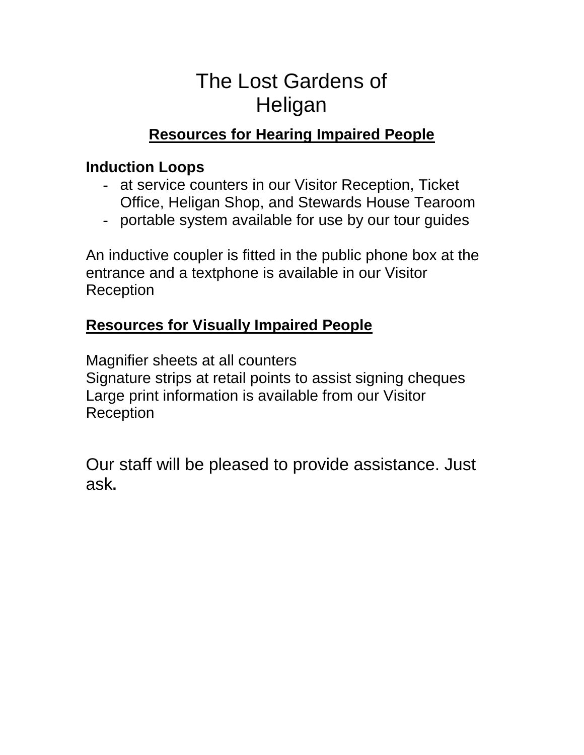# The Lost Gardens of Heligan

## Resources for Hearing Impaired People

**Induction Loops**

- at service counters in our Visitor Reception, Ticket Office, Heligan Shop, and Stewards House Tearoom
- portable system available for use by our tour guides

An inductive coupler is fitted in the public phone box at the entrance and a textphone is available in our Visitor Reception

## Resources for Visually Impaired People

Magnifier sheets at all counters
Signature strips at retail points to assist signing cheques
Large print information is available from our Visitor Reception

Our staff will be pleased to provide assistance. Just ask**.**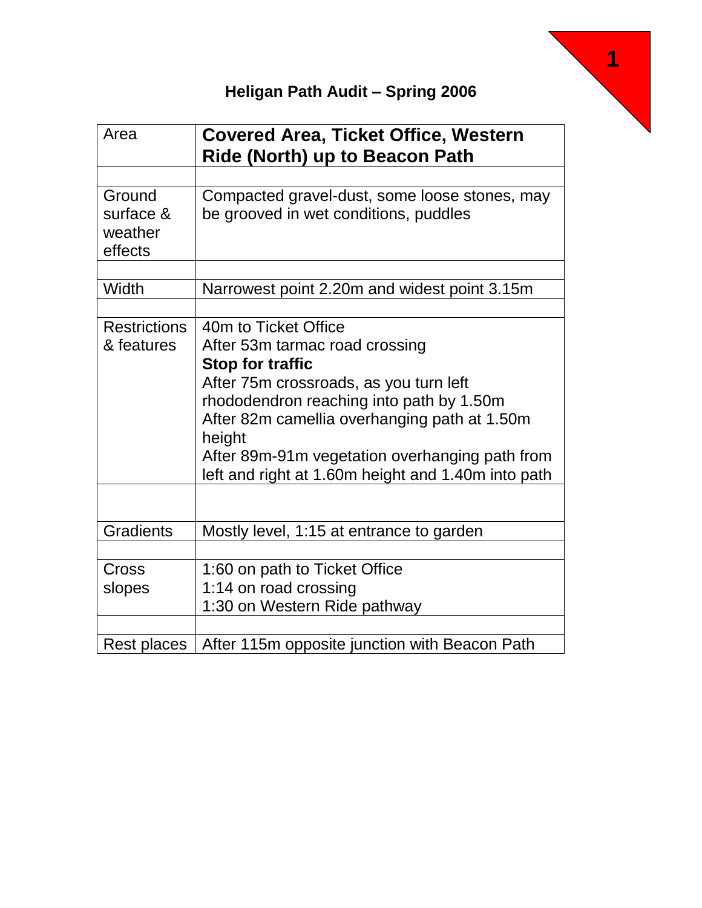# Heligan Path Audit – Spring 2006

| Area | **Covered Area, Ticket Office, Western Ride (North) up to Beacon Path** |
|---|---|
| | |
| Ground surface & weather effects | Compacted gravel-dust, some loose stones, may be grooved in wet conditions, puddles |
| | |
| Width | Narrowest point 2.20m and widest point 3.15m |
| | |
| Restrictions & features | 40m to Ticket Office<br>After 53m tarmac road crossing<br>**Stop for traffic**<br>After 75m crossroads, as you turn left rhododendron reaching into path by 1.50m<br>After 82m camellia overhanging path at 1.50m height<br>After 89m-91m vegetation overhanging path from left and right at 1.60m height and 1.40m into path |
| | |
| Gradients | Mostly level, 1:15 at entrance to garden |
| | |
| Cross slopes | 1:60 on path to Ticket Office<br>1:14 on road crossing<br>1:30 on Western Ride pathway |
| | |
| Rest places | After 115m opposite junction with Beacon Path |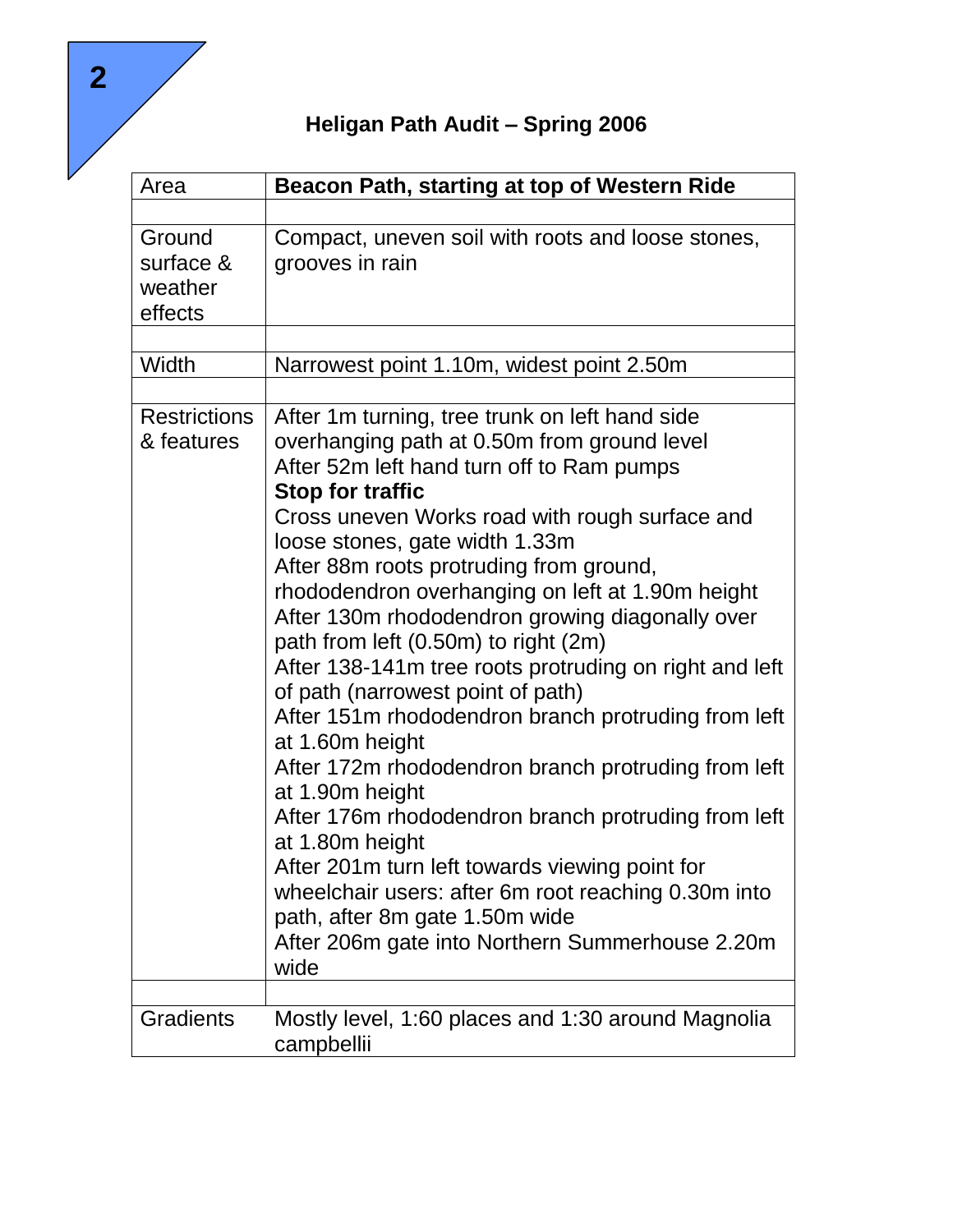# Heligan Path Audit – Spring 2006

| Area | **Beacon Path, starting at top of Western Ride** |
|---|---|
| | |
| Ground surface & weather effects | Compact, uneven soil with roots and loose stones, grooves in rain |
| | |
| Width | Narrowest point 1.10m, widest point 2.50m |
| | |
| Restrictions & features | After 1m turning, tree trunk on left hand side overhanging path at 0.50m from ground level<br>After 52m left hand turn off to Ram pumps<br>**Stop for traffic**<br>Cross uneven Works road with rough surface and loose stones, gate width 1.33m<br>After 88m roots protruding from ground, rhododendron overhanging on left at 1.90m height<br>After 130m rhododendron growing diagonally over path from left (0.50m) to right (2m)<br>After 138-141m tree roots protruding on right and left of path (narrowest point of path)<br>After 151m rhododendron branch protruding from left at 1.60m height<br>After 172m rhododendron branch protruding from left at 1.90m height<br>After 176m rhododendron branch protruding from left at 1.80m height<br>After 201m turn left towards viewing point for wheelchair users: after 6m root reaching 0.30m into path, after 8m gate 1.50m wide<br>After 206m gate into Northern Summerhouse 2.20m wide |
| | |
| Gradients | Mostly level, 1:60 places and 1:30 around Magnolia campbellii |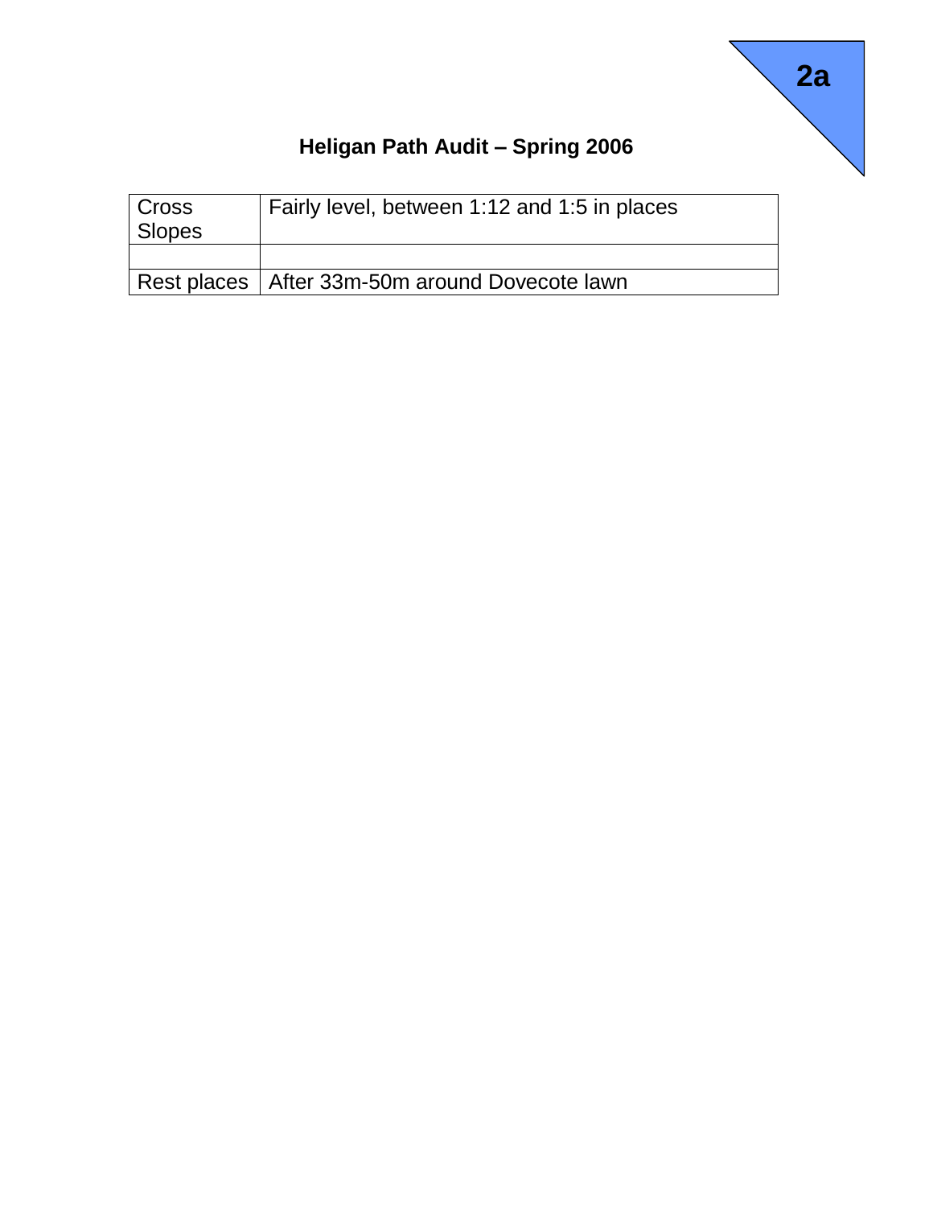**2a**

## Heligan Path Audit – Spring 2006

| Cross Slopes | Fairly level, between 1:12 and 1:5 in places |
|---|---|
| | |
| Rest places | After 33m-50m around Dovecote lawn |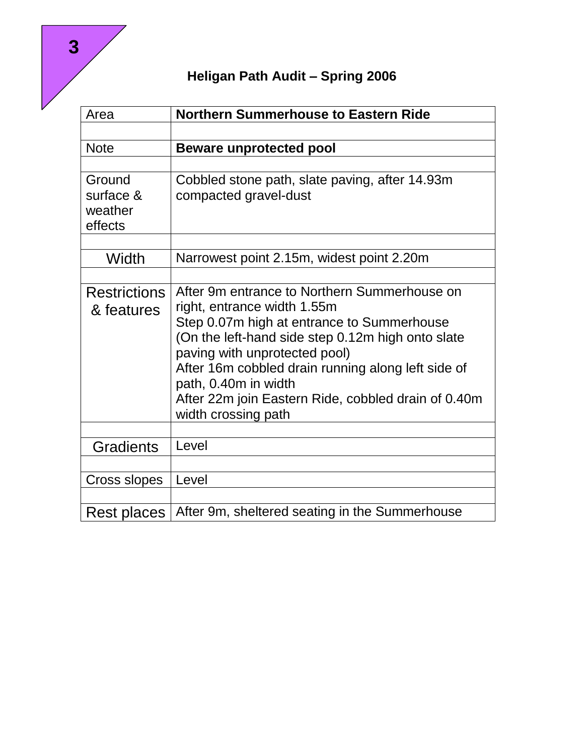3

# Heligan Path Audit – Spring 2006

| Area | **Northern Summerhouse to Eastern Ride** |
|---|---|
| | |
| Note | **Beware unprotected pool** |
| | |
| Ground surface & weather effects | Cobbled stone path, slate paving, after 14.93m compacted gravel-dust |
| | |
| Width | Narrowest point 2.15m, widest point 2.20m |
| | |
| Restrictions & features | After 9m entrance to Northern Summerhouse on right, entrance width 1.55m<br>Step 0.07m high at entrance to Summerhouse<br>(On the left-hand side step 0.12m high onto slate paving with unprotected pool)<br>After 16m cobbled drain running along left side of path, 0.40m in width<br>After 22m join Eastern Ride, cobbled drain of 0.40m width crossing path |
| | |
| Gradients | Level |
| | |
| Cross slopes | Level |
| | |
| Rest places | After 9m, sheltered seating in the Summerhouse |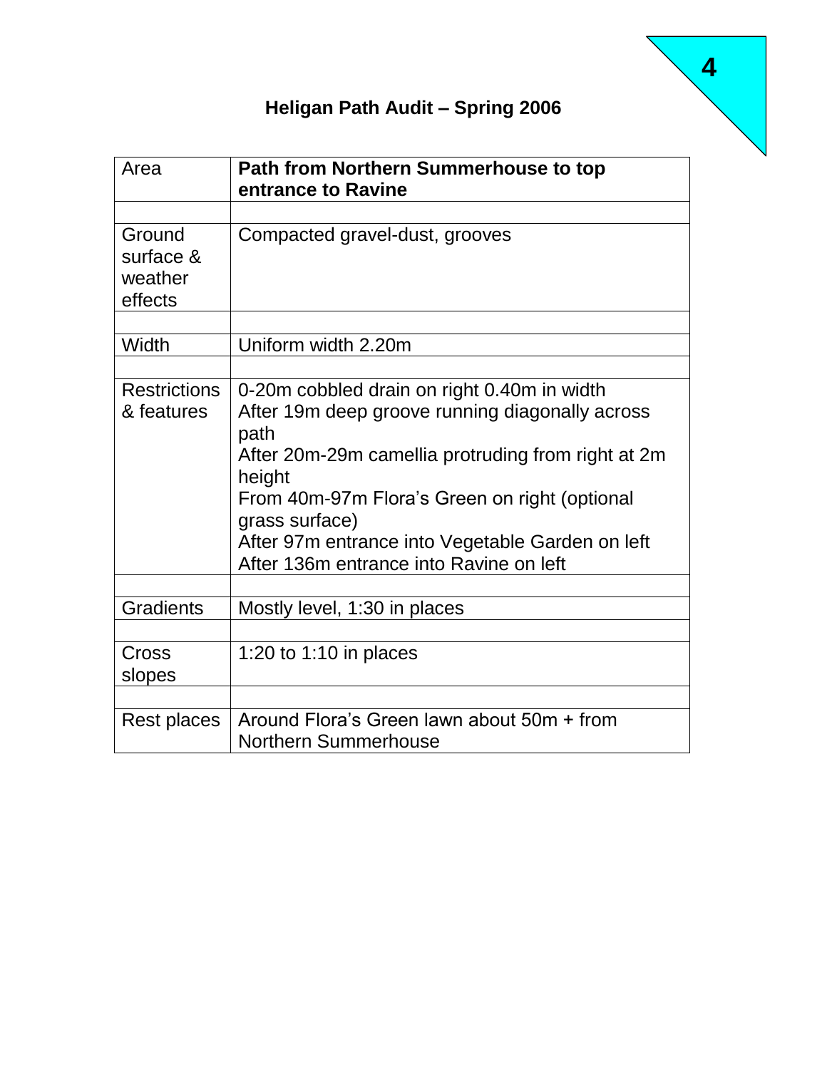# Heligan Path Audit – Spring 2006

| Area | **Path from Northern Summerhouse to top entrance to Ravine** |
|---|---|
| | |
| Ground surface & weather effects | Compacted gravel-dust, grooves |
| | |
| Width | Uniform width 2.20m |
| | |
| Restrictions & features | 0-20m cobbled drain on right 0.40m in width<br>After 19m deep groove running diagonally across path<br>After 20m-29m camellia protruding from right at 2m height<br>From 40m-97m Flora's Green on right (optional grass surface)<br>After 97m entrance into Vegetable Garden on left<br>After 136m entrance into Ravine on left |
| | |
| Gradients | Mostly level, 1:30 in places |
| | |
| Cross slopes | 1:20 to 1:10 in places |
| | |
| Rest places | Around Flora's Green lawn about 50m + from Northern Summerhouse |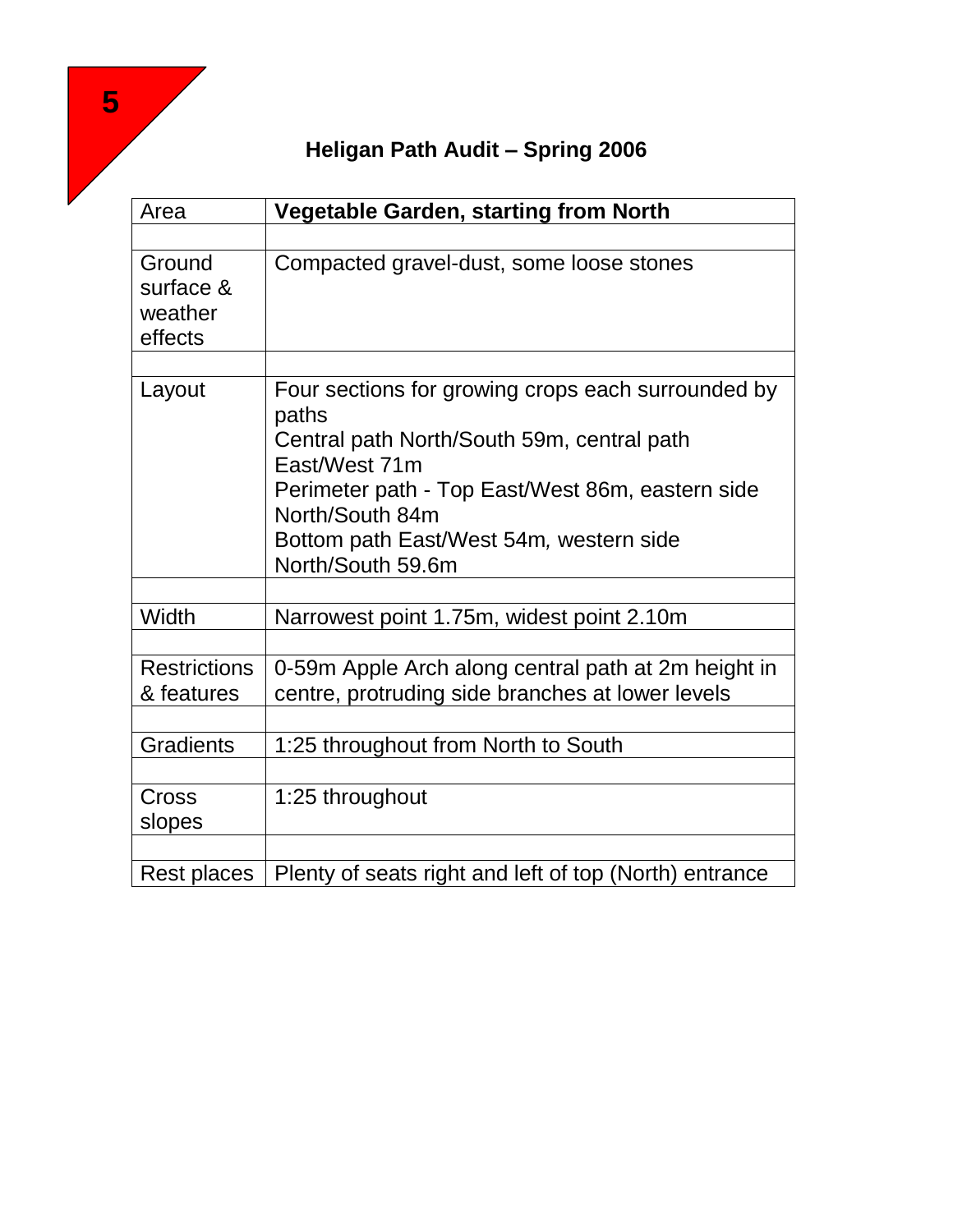5

## Heligan Path Audit – Spring 2006

| Area | **Vegetable Garden, starting from North** |
|---|---|
| | |
| Ground surface & weather effects | Compacted gravel-dust, some loose stones |
| | |
| Layout | Four sections for growing crops each surrounded by paths<br>Central path North/South 59m, central path East/West 71m<br>Perimeter path - Top East/West 86m, eastern side North/South 84m<br>Bottom path East/West 54m, western side North/South 59.6m |
| | |
| Width | Narrowest point 1.75m, widest point 2.10m |
| | |
| Restrictions & features | 0-59m Apple Arch along central path at 2m height in centre, protruding side branches at lower levels |
| | |
| Gradients | 1:25 throughout from North to South |
| | |
| Cross slopes | 1:25 throughout |
| | |
| Rest places | Plenty of seats right and left of top (North) entrance |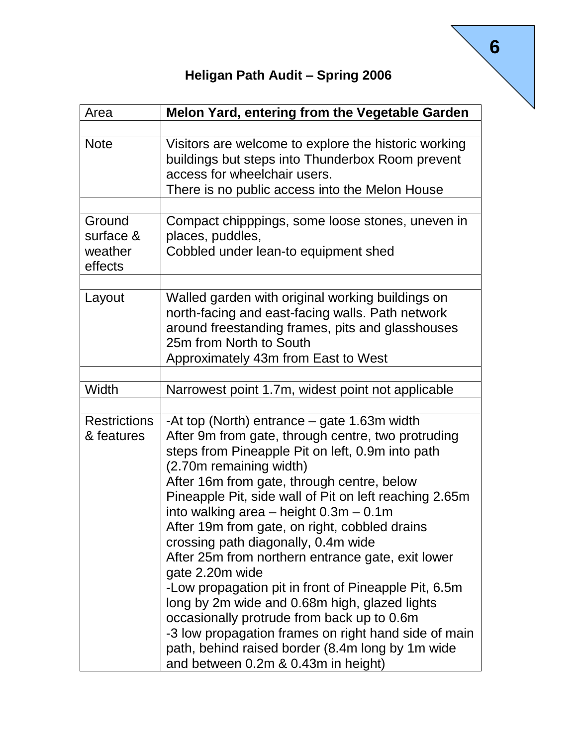## Heligan Path Audit – Spring 2006

| Area | **Melon Yard, entering from the Vegetable Garden** |
|---|---|
| | |
| Note | Visitors are welcome to explore the historic working buildings but steps into Thunderbox Room prevent access for wheelchair users.<br>There is no public access into the Melon House |
| | |
| Ground surface & weather effects | Compact chipppings, some loose stones, uneven in places, puddles,<br>Cobbled under lean-to equipment shed |
| | |
| Layout | Walled garden with original working buildings on north-facing and east-facing walls. Path network around freestanding frames, pits and glasshouses<br>25m from North to South<br>Approximately 43m from East to West |
| | |
| Width | Narrowest point 1.7m, widest point not applicable |
| | |
| Restrictions & features | -At top (North) entrance – gate 1.63m width<br>After 9m from gate, through centre, two protruding steps from Pineapple Pit on left, 0.9m into path (2.70m remaining width)<br>After 16m from gate, through centre, below Pineapple Pit, side wall of Pit on left reaching 2.65m into walking area – height 0.3m – 0.1m<br>After 19m from gate, on right, cobbled drains crossing path diagonally, 0.4m wide<br>After 25m from northern entrance gate, exit lower gate 2.20m wide<br>-Low propagation pit in front of Pineapple Pit, 6.5m long by 2m wide and 0.68m high, glazed lights occasionally protrude from back up to 0.6m<br>-3 low propagation frames on right hand side of main path, behind raised border (8.4m long by 1m wide and between 0.2m & 0.43m in height) |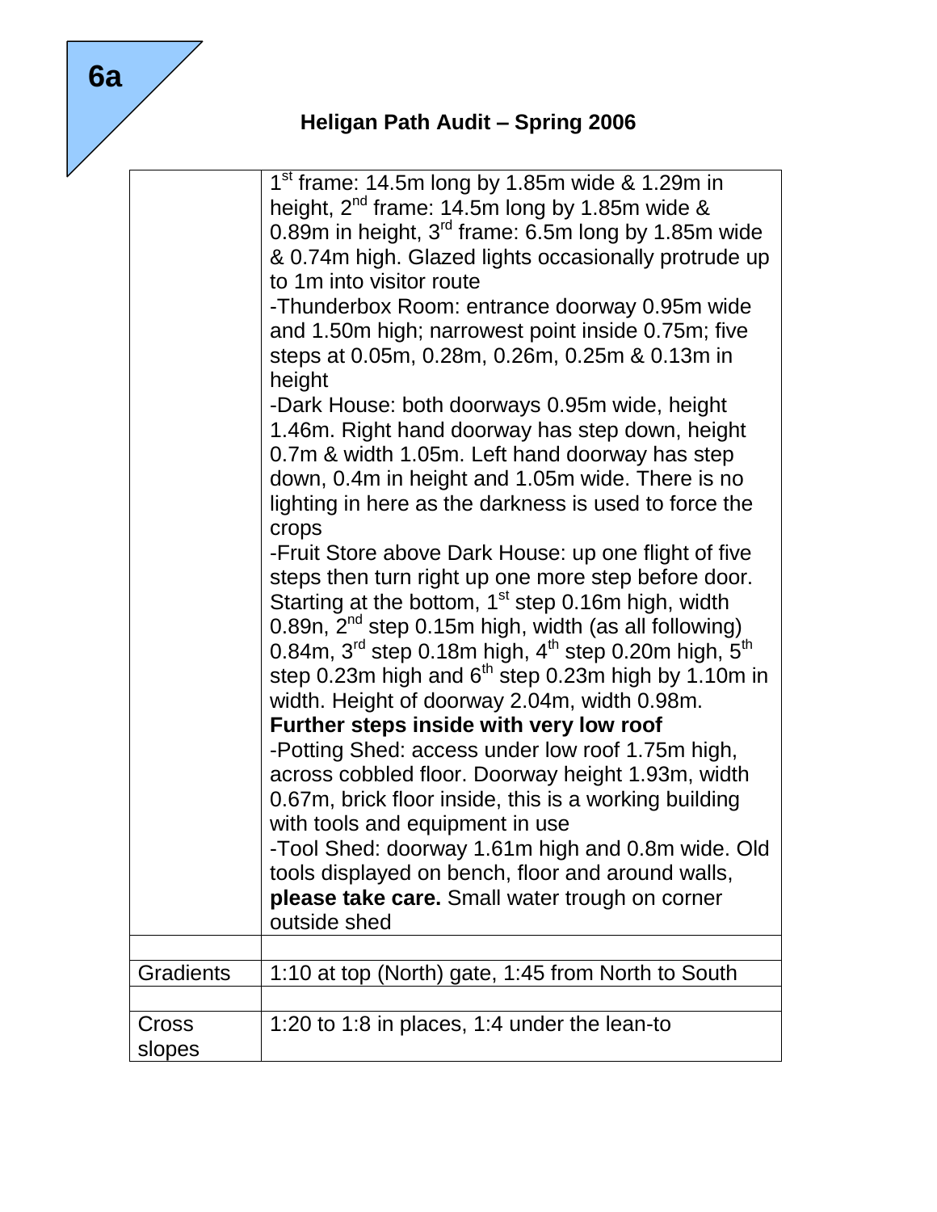6a

# Heligan Path Audit – Spring 2006

| | |
|---|---|
| | 1st frame: 14.5m long by 1.85m wide & 1.29m in height, 2nd frame: 14.5m long by 1.85m wide & 0.89m in height, 3rd frame: 6.5m long by 1.85m wide & 0.74m high. Glazed lights occasionally protrude up to 1m into visitor route<br>-Thunderbox Room: entrance doorway 0.95m wide and 1.50m high; narrowest point inside 0.75m; five steps at 0.05m, 0.28m, 0.26m, 0.25m & 0.13m in height<br>-Dark House: both doorways 0.95m wide, height 1.46m. Right hand doorway has step down, height 0.7m & width 1.05m. Left hand doorway has step down, 0.4m in height and 1.05m wide. There is no lighting in here as the darkness is used to force the crops<br>-Fruit Store above Dark House: up one flight of five steps then turn right up one more step before door. Starting at the bottom, 1st step 0.16m high, width 0.89n, 2nd step 0.15m high, width (as all following) 0.84m, 3rd step 0.18m high, 4th step 0.20m high, 5th step 0.23m high and 6th step 0.23m high by 1.10m in width. Height of doorway 2.04m, width 0.98m.<br>**Further steps inside with very low roof**<br>-Potting Shed: access under low roof 1.75m high, across cobbled floor. Doorway height 1.93m, width 0.67m, brick floor inside, this is a working building with tools and equipment in use<br>-Tool Shed: doorway 1.61m high and 0.8m wide. Old tools displayed on bench, floor and around walls, **please take care.** Small water trough on corner outside shed |
| | |
| Gradients | 1:10 at top (North) gate, 1:45 from North to South |
| | |
| Cross slopes | 1:20 to 1:8 in places, 1:4 under the lean-to |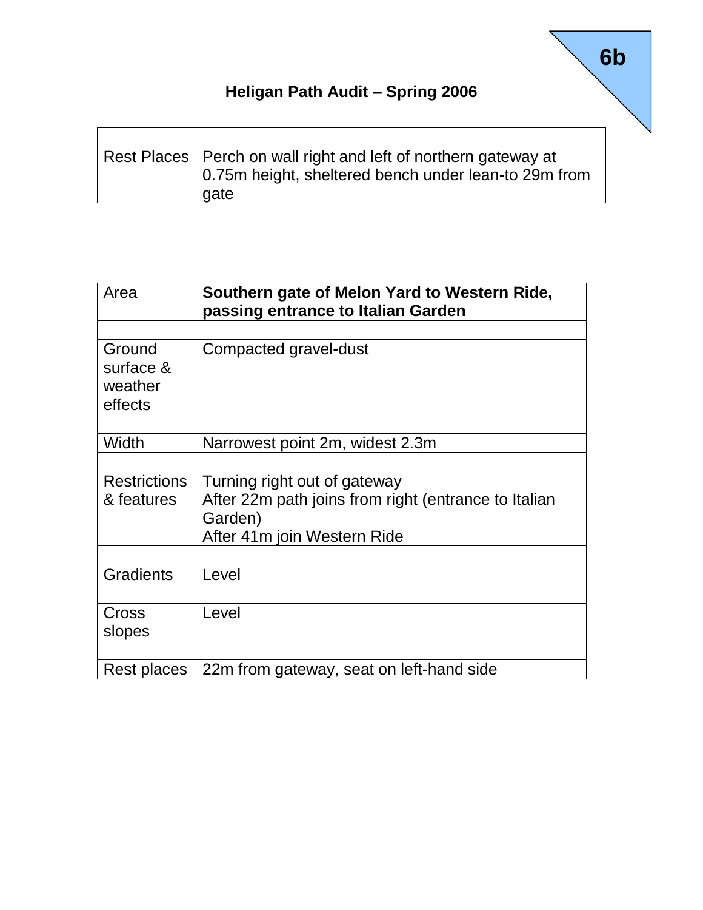## Heligan Path Audit – Spring 2006

| | |
|---|---|
| Rest Places | Perch on wall right and left of northern gateway at 0.75m height, sheltered bench under lean-to 29m from gate |

| Area | **Southern gate of Melon Yard to Western Ride, passing entrance to Italian Garden** |
|---|---|
| | |
| Ground surface & weather effects | Compacted gravel-dust |
| | |
| Width | Narrowest point 2m, widest 2.3m |
| | |
| Restrictions & features | Turning right out of gateway<br>After 22m path joins from right (entrance to Italian Garden)<br>After 41m join Western Ride |
| | |
| Gradients | Level |
| | |
| Cross slopes | Level |
| | |
| Rest places | 22m from gateway, seat on left-hand side |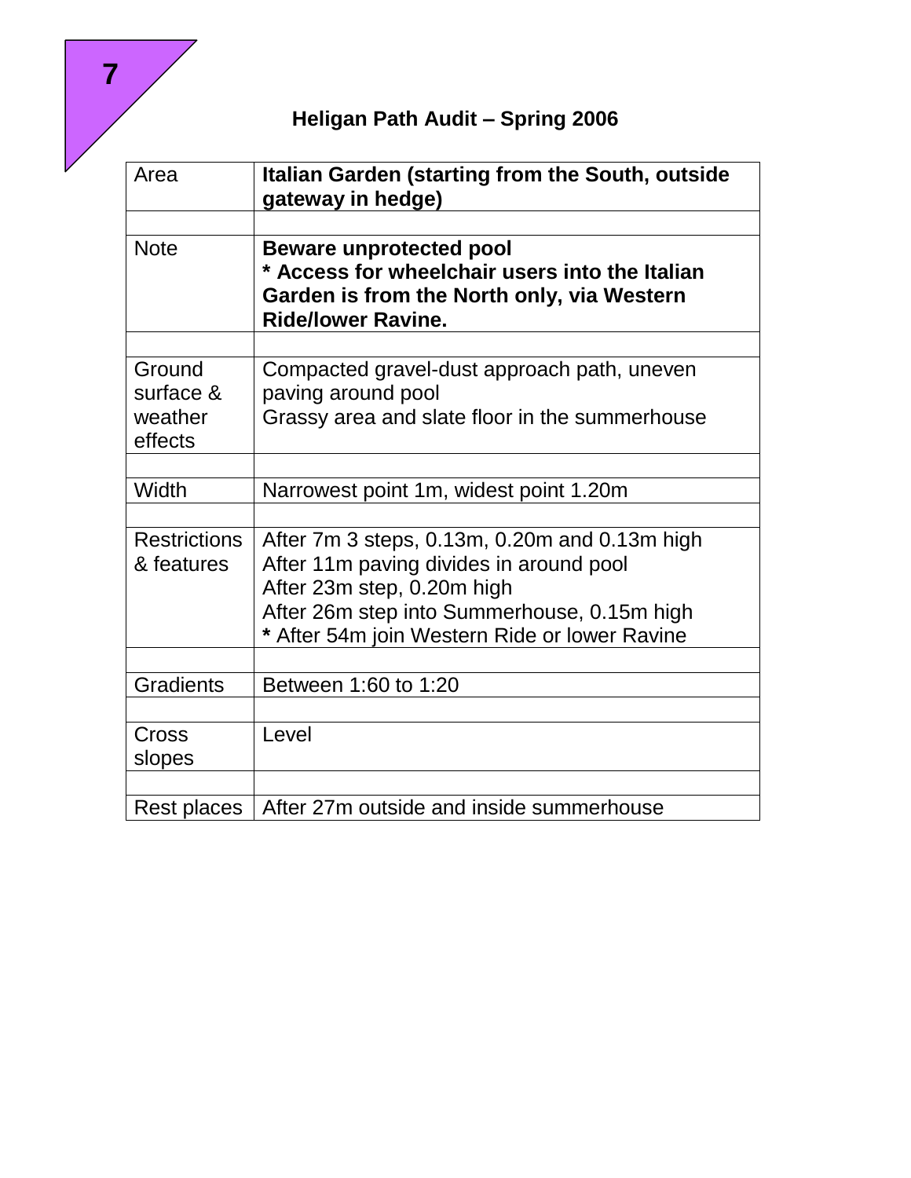7

## Heligan Path Audit – Spring 2006

| Area | **Italian Garden (starting from the South, outside gateway in hedge)** |
|---|---|
| | |
| Note | **Beware unprotected pool**<br>**\* Access for wheelchair users into the Italian Garden is from the North only, via Western Ride/lower Ravine.** |
| | |
| Ground surface & weather effects | Compacted gravel-dust approach path, uneven paving around pool<br>Grassy area and slate floor in the summerhouse |
| | |
| Width | Narrowest point 1m, widest point 1.20m |
| | |
| Restrictions & features | After 7m 3 steps, 0.13m, 0.20m and 0.13m high<br>After 11m paving divides in around pool<br>After 23m step, 0.20m high<br>After 26m step into Summerhouse, 0.15m high<br>**\*** After 54m join Western Ride or lower Ravine |
| | |
| Gradients | Between 1:60 to 1:20 |
| | |
| Cross slopes | Level |
| | |
| Rest places | After 27m outside and inside summerhouse |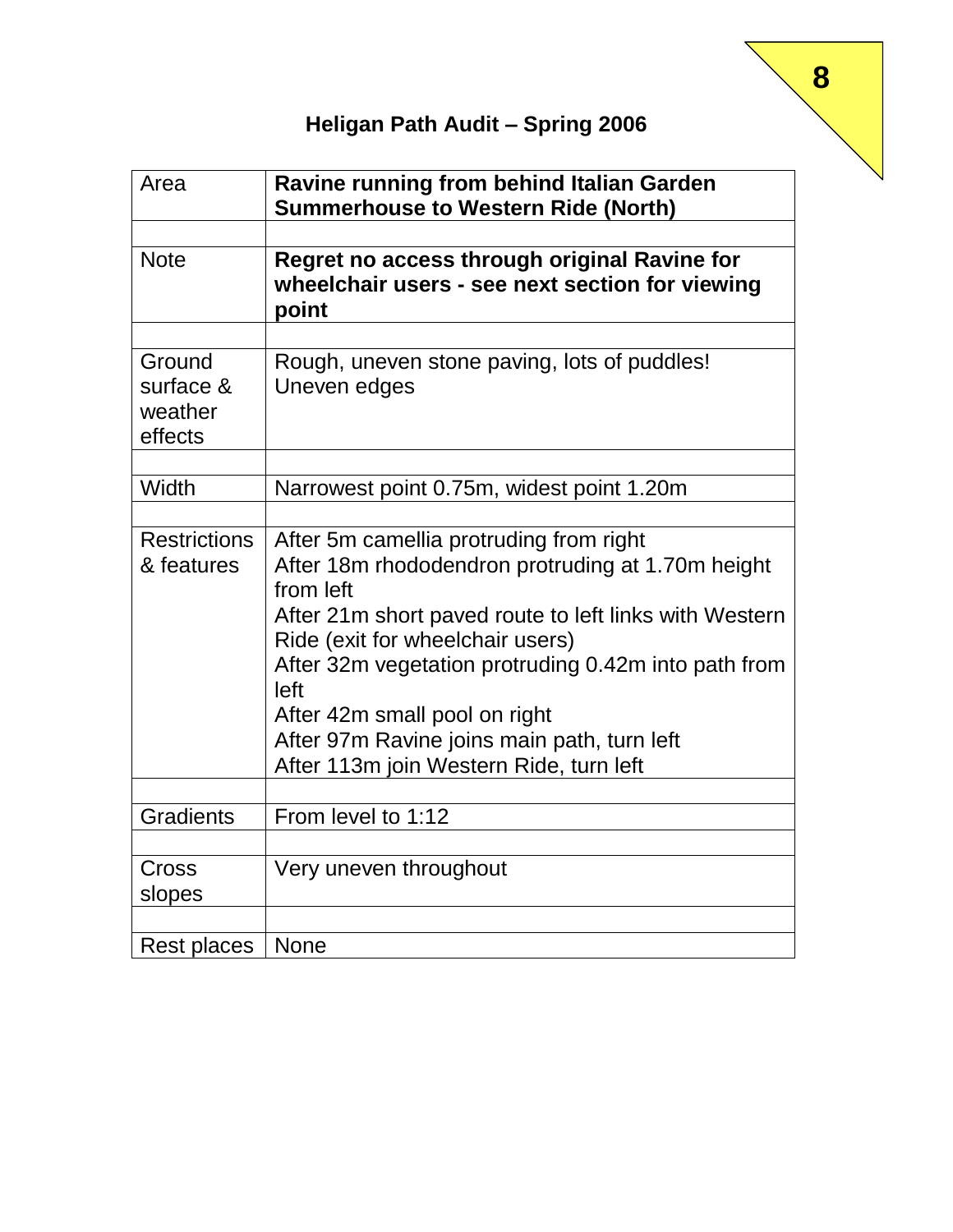8

# Heligan Path Audit – Spring 2006

| Area | **Ravine running from behind Italian Garden Summerhouse to Western Ride (North)** |
|---|---|
| | |
| Note | **Regret no access through original Ravine for wheelchair users - see next section for viewing point** |
| | |
| Ground surface & weather effects | Rough, uneven stone paving, lots of puddles!<br>Uneven edges |
| | |
| Width | Narrowest point 0.75m, widest point 1.20m |
| | |
| Restrictions & features | After 5m camellia protruding from right<br>After 18m rhododendron protruding at 1.70m height from left<br>After 21m short paved route to left links with Western Ride (exit for wheelchair users)<br>After 32m vegetation protruding 0.42m into path from left<br>After 42m small pool on right<br>After 97m Ravine joins main path, turn left<br>After 113m join Western Ride, turn left |
| | |
| Gradients | From level to 1:12 |
| | |
| Cross slopes | Very uneven throughout |
| | |
| Rest places | None |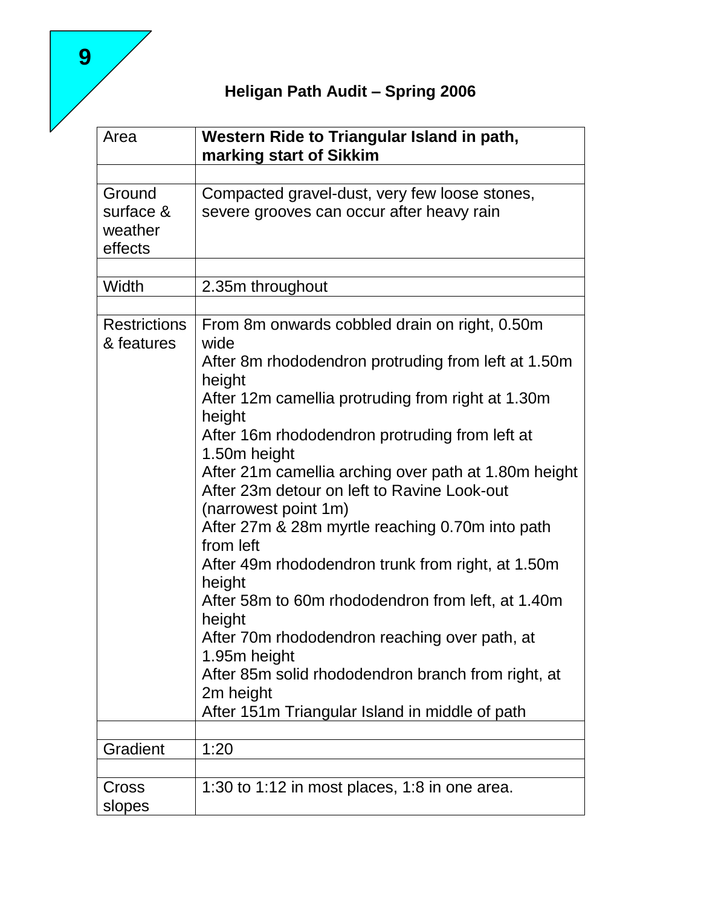9

# Heligan Path Audit – Spring 2006

| Area | **Western Ride to Triangular Island in path, marking start of Sikkim** |
|---|---|
| | |
| Ground surface & weather effects | Compacted gravel-dust, very few loose stones, severe grooves can occur after heavy rain |
| | |
| Width | 2.35m throughout |
| | |
| Restrictions & features | From 8m onwards cobbled drain on right, 0.50m wide<br>After 8m rhododendron protruding from left at 1.50m height<br>After 12m camellia protruding from right at 1.30m height<br>After 16m rhododendron protruding from left at 1.50m height<br>After 21m camellia arching over path at 1.80m height<br>After 23m detour on left to Ravine Look-out (narrowest point 1m)<br>After 27m & 28m myrtle reaching 0.70m into path from left<br>After 49m rhododendron trunk from right, at 1.50m height<br>After 58m to 60m rhododendron from left, at 1.40m height<br>After 70m rhododendron reaching over path, at 1.95m height<br>After 85m solid rhododendron branch from right, at 2m height<br>After 151m Triangular Island in middle of path |
| | |
| Gradient | 1:20 |
| | |
| Cross slopes | 1:30 to 1:12 in most places, 1:8 in one area. |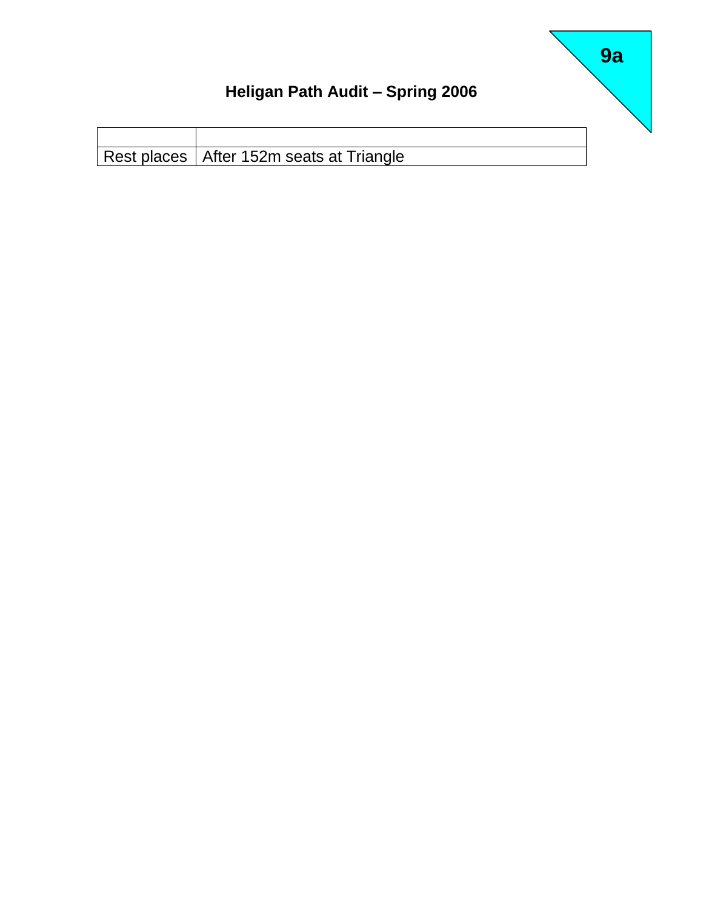9a

## Heligan Path Audit – Spring 2006

| | |
|---|---|
| Rest places | After 152m seats at Triangle |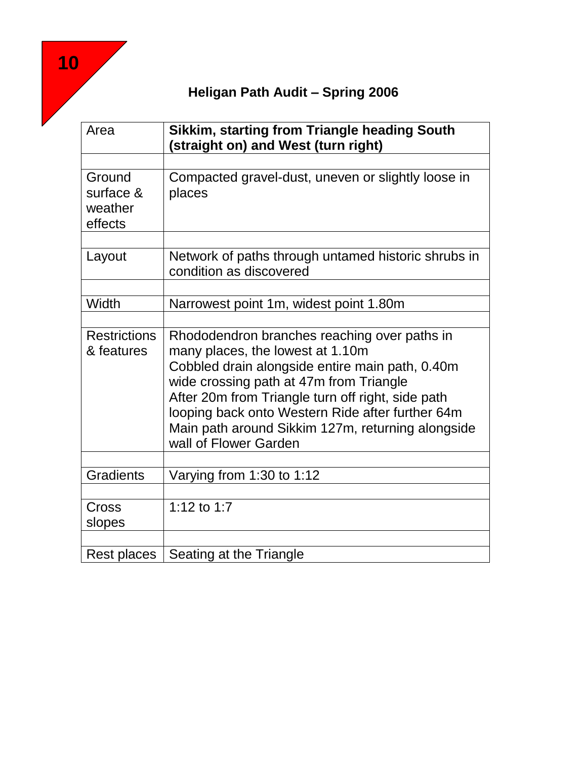10

## Heligan Path Audit – Spring 2006

| Area | **Sikkim, starting from Triangle heading South (straight on) and West (turn right)** |
|---|---|
| | |
| Ground surface & weather effects | Compacted gravel-dust, uneven or slightly loose in places |
| | |
| Layout | Network of paths through untamed historic shrubs in condition as discovered |
| | |
| Width | Narrowest point 1m, widest point 1.80m |
| | |
| Restrictions & features | Rhododendron branches reaching over paths in many places, the lowest at 1.10m<br>Cobbled drain alongside entire main path, 0.40m wide crossing path at 47m from Triangle<br>After 20m from Triangle turn off right, side path looping back onto Western Ride after further 64m<br>Main path around Sikkim 127m, returning alongside wall of Flower Garden |
| | |
| Gradients | Varying from 1:30 to 1:12 |
| | |
| Cross slopes | 1:12 to 1:7 |
| | |
| Rest places | Seating at the Triangle |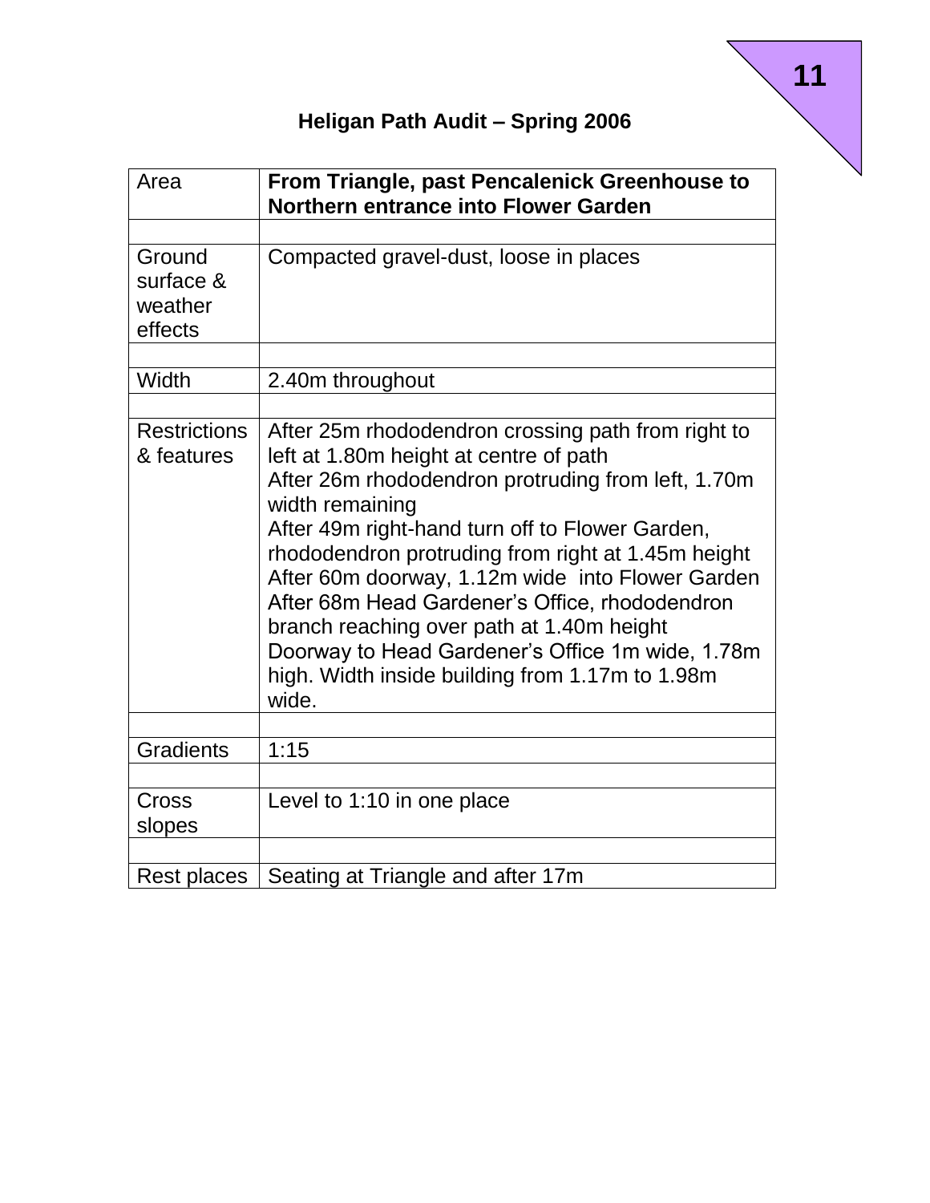# Heligan Path Audit – Spring 2006

| Area | **From Triangle, past Pencalenick Greenhouse to Northern entrance into Flower Garden** |
|---|---|
| | |
| Ground surface & weather effects | Compacted gravel-dust, loose in places |
| | |
| Width | 2.40m throughout |
| | |
| Restrictions & features | After 25m rhododendron crossing path from right to left at 1.80m height at centre of path<br>After 26m rhododendron protruding from left, 1.70m width remaining<br>After 49m right-hand turn off to Flower Garden, rhododendron protruding from right at 1.45m height<br>After 60m doorway, 1.12m wide into Flower Garden<br>After 68m Head Gardener's Office, rhododendron branch reaching over path at 1.40m height<br>Doorway to Head Gardener's Office 1m wide, 1.78m high. Width inside building from 1.17m to 1.98m wide. |
| | |
| Gradients | 1:15 |
| | |
| Cross slopes | Level to 1:10 in one place |
| | |
| Rest places | Seating at Triangle and after 17m |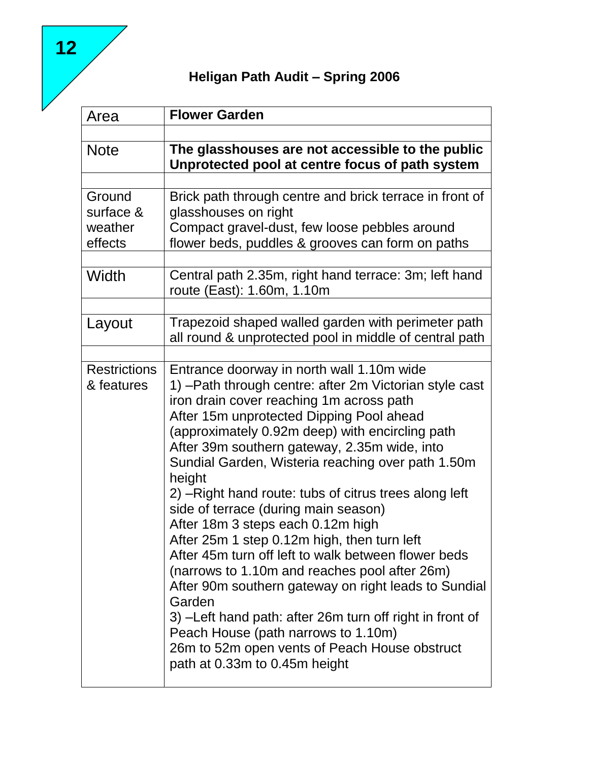# Heligan Path Audit – Spring 2006

| Area | **Flower Garden** |
|---|---|
| | |
| Note | **The glasshouses are not accessible to the public**<br>**Unprotected pool at centre focus of path system** |
| | |
| Ground surface & weather effects | Brick path through centre and brick terrace in front of glasshouses on right<br>Compact gravel-dust, few loose pebbles around flower beds, puddles & grooves can form on paths |
| | |
| Width | Central path 2.35m, right hand terrace: 3m; left hand route (East): 1.60m, 1.10m |
| | |
| Layout | Trapezoid shaped walled garden with perimeter path all round & unprotected pool in middle of central path |
| | |
| Restrictions & features | Entrance doorway in north wall 1.10m wide<br>1) –Path through centre: after 2m Victorian style cast iron drain cover reaching 1m across path<br>After 15m unprotected Dipping Pool ahead (approximately 0.92m deep) with encircling path<br>After 39m southern gateway, 2.35m wide, into Sundial Garden, Wisteria reaching over path 1.50m height<br>2) –Right hand route: tubs of citrus trees along left side of terrace (during main season)<br>After 18m 3 steps each 0.12m high<br>After 25m 1 step 0.12m high, then turn left<br>After 45m turn off left to walk between flower beds (narrows to 1.10m and reaches pool after 26m)<br>After 90m southern gateway on right leads to Sundial Garden<br>3) –Left hand path: after 26m turn off right in front of Peach House (path narrows to 1.10m)<br>26m to 52m open vents of Peach House obstruct path at 0.33m to 0.45m height |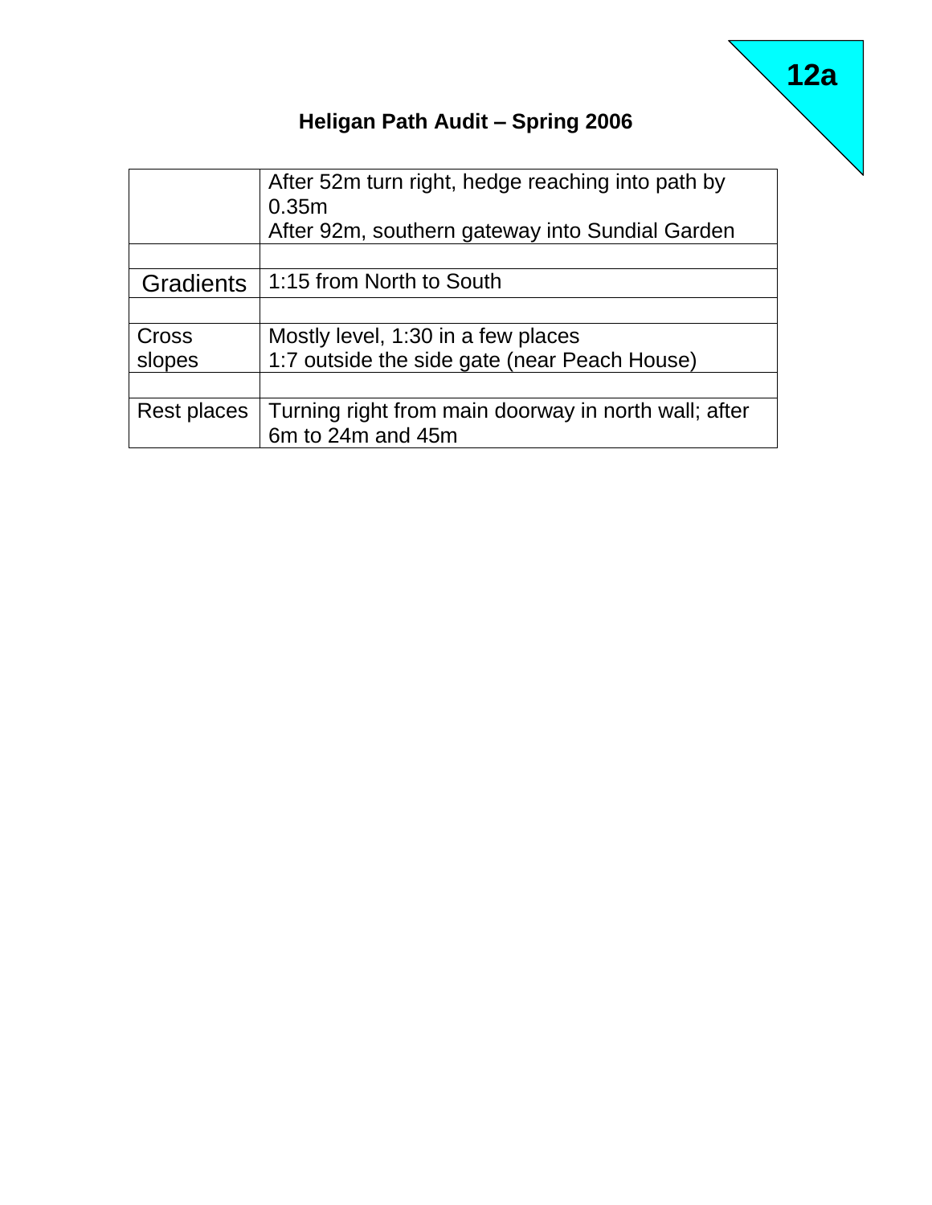12a

## Heligan Path Audit – Spring 2006

| | |
|---|---|
| | After 52m turn right, hedge reaching into path by 0.35m<br>After 92m, southern gateway into Sundial Garden |
| | |
| Gradients | 1:15 from North to South |
| | |
| Cross slopes | Mostly level, 1:30 in a few places<br>1:7 outside the side gate (near Peach House) |
| | |
| Rest places | Turning right from main doorway in north wall; after 6m to 24m and 45m |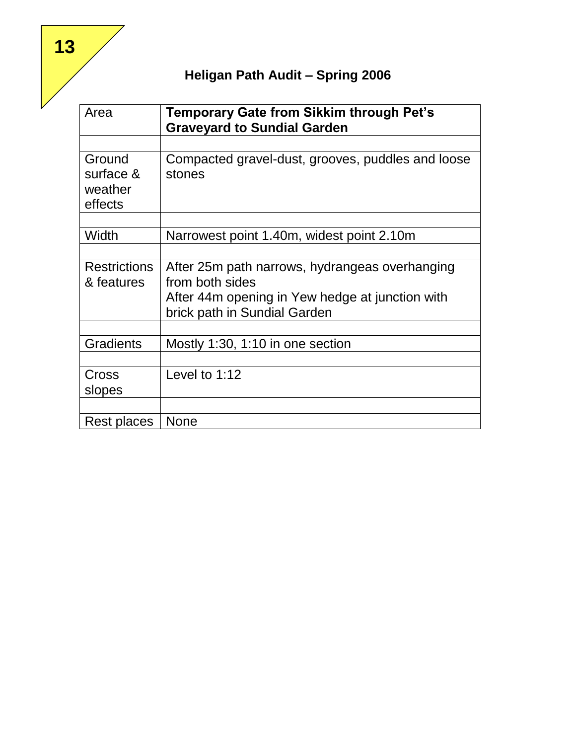13

## Heligan Path Audit – Spring 2006

| Area | **Temporary Gate from Sikkim through Pet's Graveyard to Sundial Garden** |
|---|---|
| | |
| Ground surface & weather effects | Compacted gravel-dust, grooves, puddles and loose stones |
| | |
| Width | Narrowest point 1.40m, widest point 2.10m |
| | |
| Restrictions & features | After 25m path narrows, hydrangeas overhanging from both sides<br>After 44m opening in Yew hedge at junction with brick path in Sundial Garden |
| | |
| Gradients | Mostly 1:30, 1:10 in one section |
| | |
| Cross slopes | Level to 1:12 |
| | |
| Rest places | None |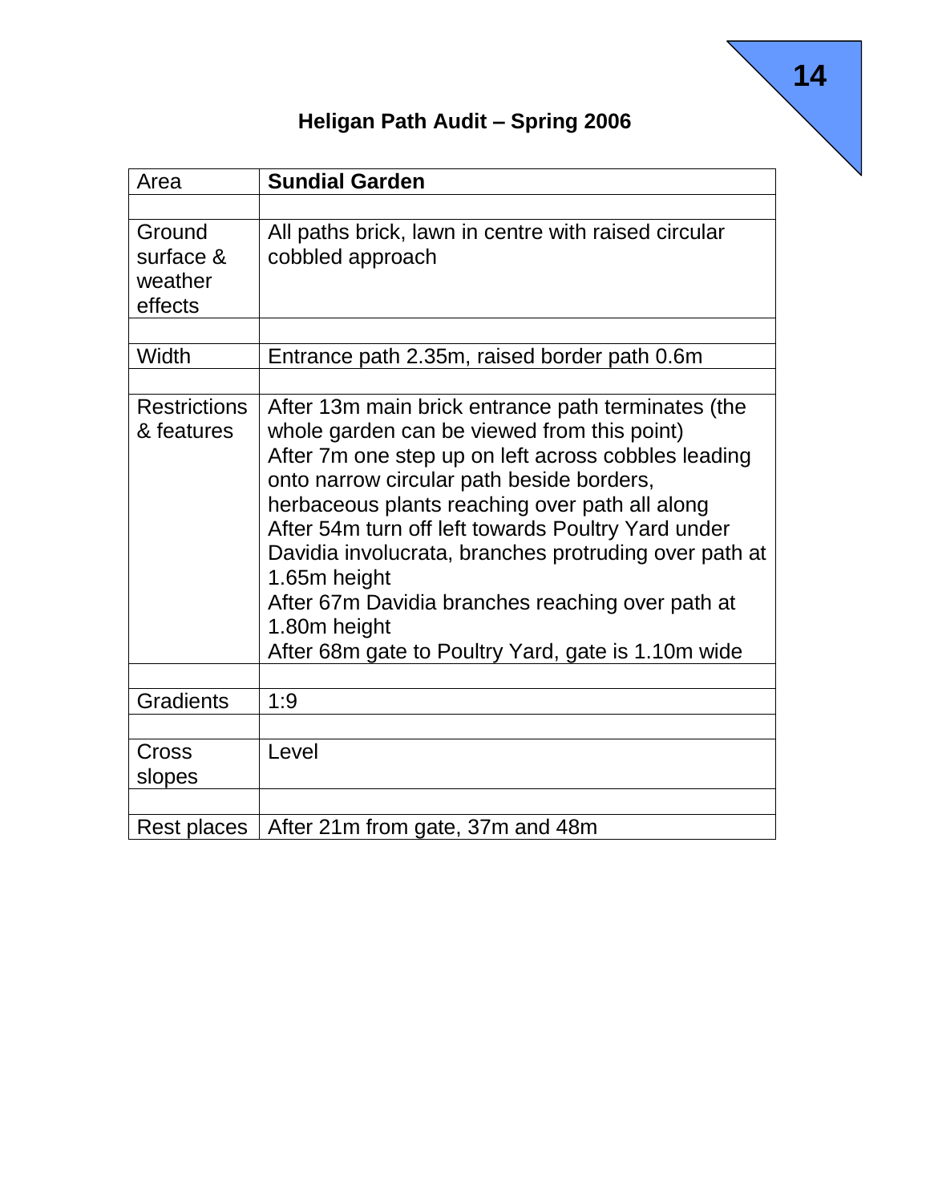## Heligan Path Audit – Spring 2006

| Area | **Sundial Garden** |
|---|---|
| | |
| Ground surface & weather effects | All paths brick, lawn in centre with raised circular cobbled approach |
| | |
| Width | Entrance path 2.35m, raised border path 0.6m |
| | |
| Restrictions & features | After 13m main brick entrance path terminates (the whole garden can be viewed from this point)<br>After 7m one step up on left across cobbles leading onto narrow circular path beside borders, herbaceous plants reaching over path all along<br>After 54m turn off left towards Poultry Yard under Davidia involucrata, branches protruding over path at 1.65m height<br>After 67m Davidia branches reaching over path at 1.80m height<br>After 68m gate to Poultry Yard, gate is 1.10m wide |
| | |
| Gradients | 1:9 |
| | |
| Cross slopes | Level |
| | |
| Rest places | After 21m from gate, 37m and 48m |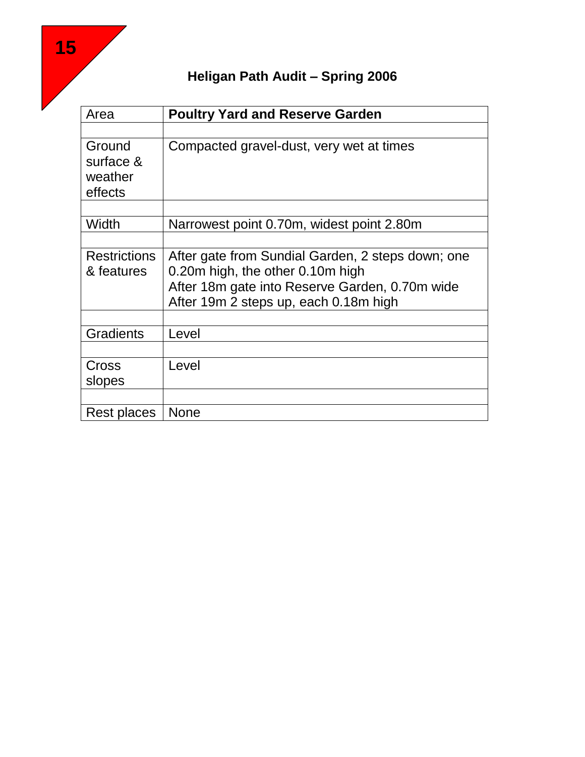15

## Heligan Path Audit – Spring 2006

| Area | **Poultry Yard and Reserve Garden** |
|---|---|
| | |
| Ground surface & weather effects | Compacted gravel-dust, very wet at times |
| | |
| Width | Narrowest point 0.70m, widest point 2.80m |
| | |
| Restrictions & features | After gate from Sundial Garden, 2 steps down; one 0.20m high, the other 0.10m high<br>After 18m gate into Reserve Garden, 0.70m wide<br>After 19m 2 steps up, each 0.18m high |
| | |
| Gradients | Level |
| | |
| Cross slopes | Level |
| | |
| Rest places | None |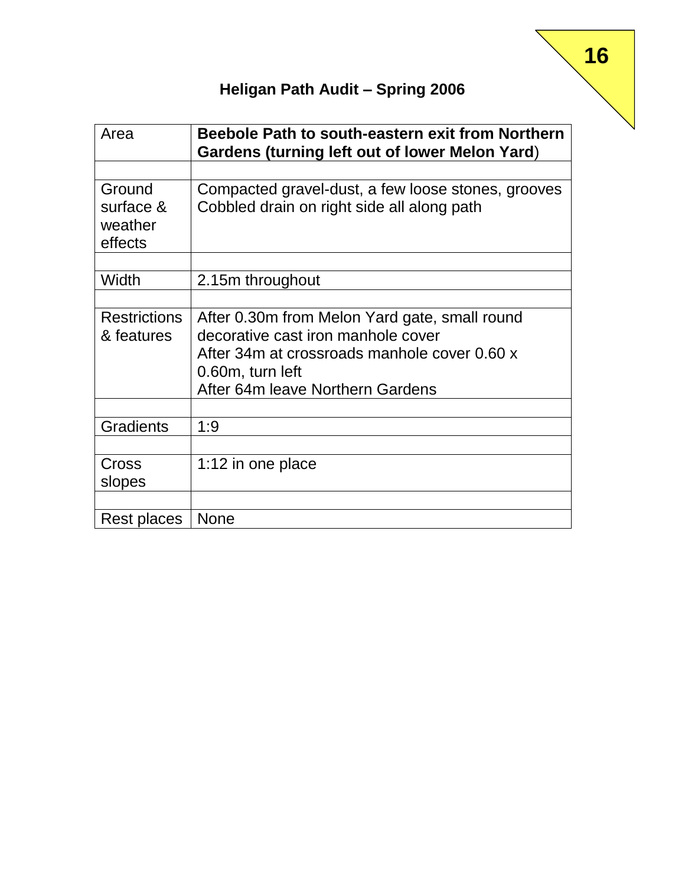16

## Heligan Path Audit – Spring 2006

| Area | **Beebole Path to south-eastern exit from Northern Gardens (turning left out of lower Melon Yard**) |
|---|---|
| | |
| Ground surface & weather effects | Compacted gravel-dust, a few loose stones, grooves<br>Cobbled drain on right side all along path |
| | |
| Width | 2.15m throughout |
| | |
| Restrictions & features | After 0.30m from Melon Yard gate, small round decorative cast iron manhole cover<br>After 34m at crossroads manhole cover 0.60 x 0.60m, turn left<br>After 64m leave Northern Gardens |
| | |
| Gradients | 1:9 |
| | |
| Cross slopes | 1:12 in one place |
| | |
| Rest places | None |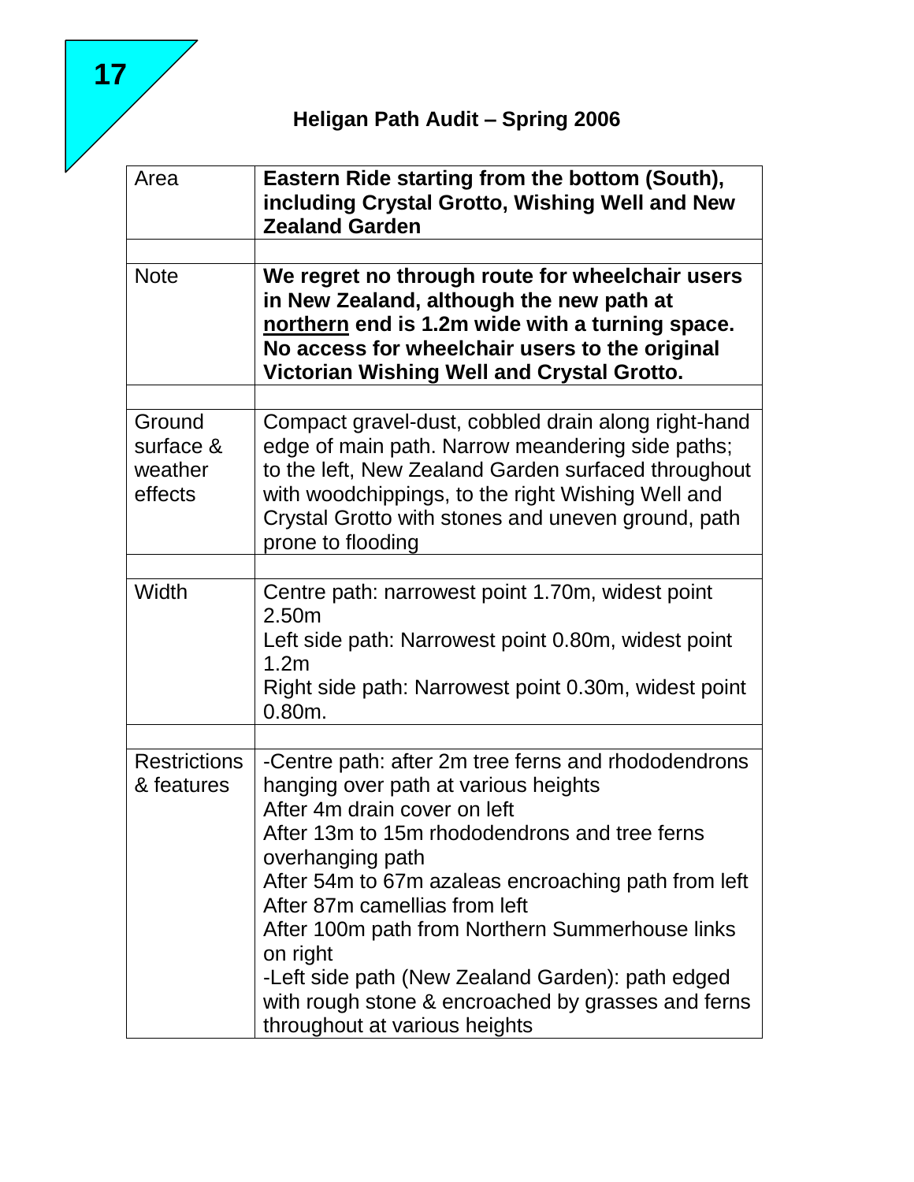17

## Heligan Path Audit – Spring 2006

| Area | **Eastern Ride starting from the bottom (South), including Crystal Grotto, Wishing Well and New Zealand Garden** |
|---|---|
| | |
| Note | **We regret no through route for wheelchair users in New Zealand, although the new path at <u>northern</u> end is 1.2m wide with a turning space. No access for wheelchair users to the original Victorian Wishing Well and Crystal Grotto.** |
| | |
| Ground surface & weather effects | Compact gravel-dust, cobbled drain along right-hand edge of main path. Narrow meandering side paths; to the left, New Zealand Garden surfaced throughout with woodchippings, to the right Wishing Well and Crystal Grotto with stones and uneven ground, path prone to flooding |
| | |
| Width | Centre path: narrowest point 1.70m, widest point 2.50m<br>Left side path: Narrowest point 0.80m, widest point 1.2m<br>Right side path: Narrowest point 0.30m, widest point 0.80m. |
| | |
| Restrictions & features | -Centre path: after 2m tree ferns and rhododendrons hanging over path at various heights<br>After 4m drain cover on left<br>After 13m to 15m rhododendrons and tree ferns overhanging path<br>After 54m to 67m azaleas encroaching path from left<br>After 87m camellias from left<br>After 100m path from Northern Summerhouse links on right<br>-Left side path (New Zealand Garden): path edged with rough stone & encroached by grasses and ferns throughout at various heights |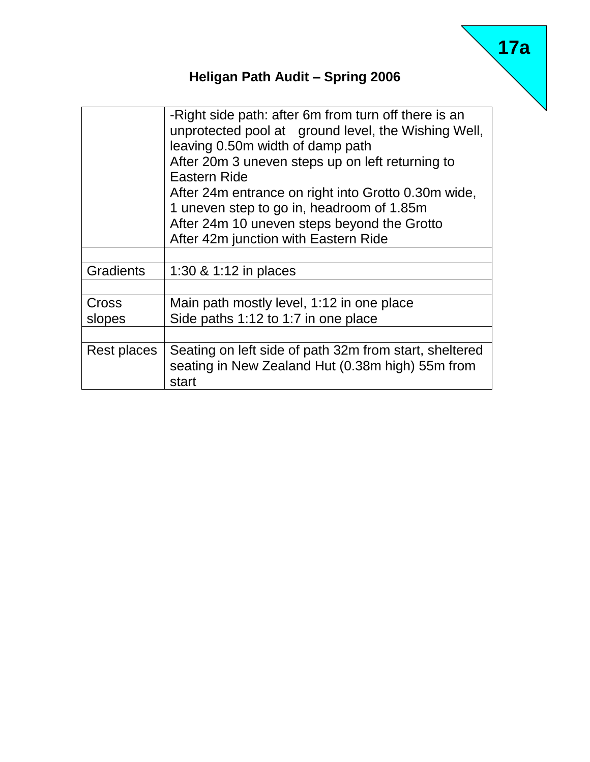17a

## Heligan Path Audit – Spring 2006

| | |
|---|---|
| | -Right side path: after 6m from turn off there is an unprotected pool at ground level, the Wishing Well, leaving 0.50m width of damp path<br>After 20m 3 uneven steps up on left returning to Eastern Ride<br>After 24m entrance on right into Grotto 0.30m wide, 1 uneven step to go in, headroom of 1.85m<br>After 24m 10 uneven steps beyond the Grotto<br>After 42m junction with Eastern Ride |
| | |
| Gradients | 1:30 & 1:12 in places |
| | |
| Cross slopes | Main path mostly level, 1:12 in one place<br>Side paths 1:12 to 1:7 in one place |
| | |
| Rest places | Seating on left side of path 32m from start, sheltered seating in New Zealand Hut (0.38m high) 55m from start |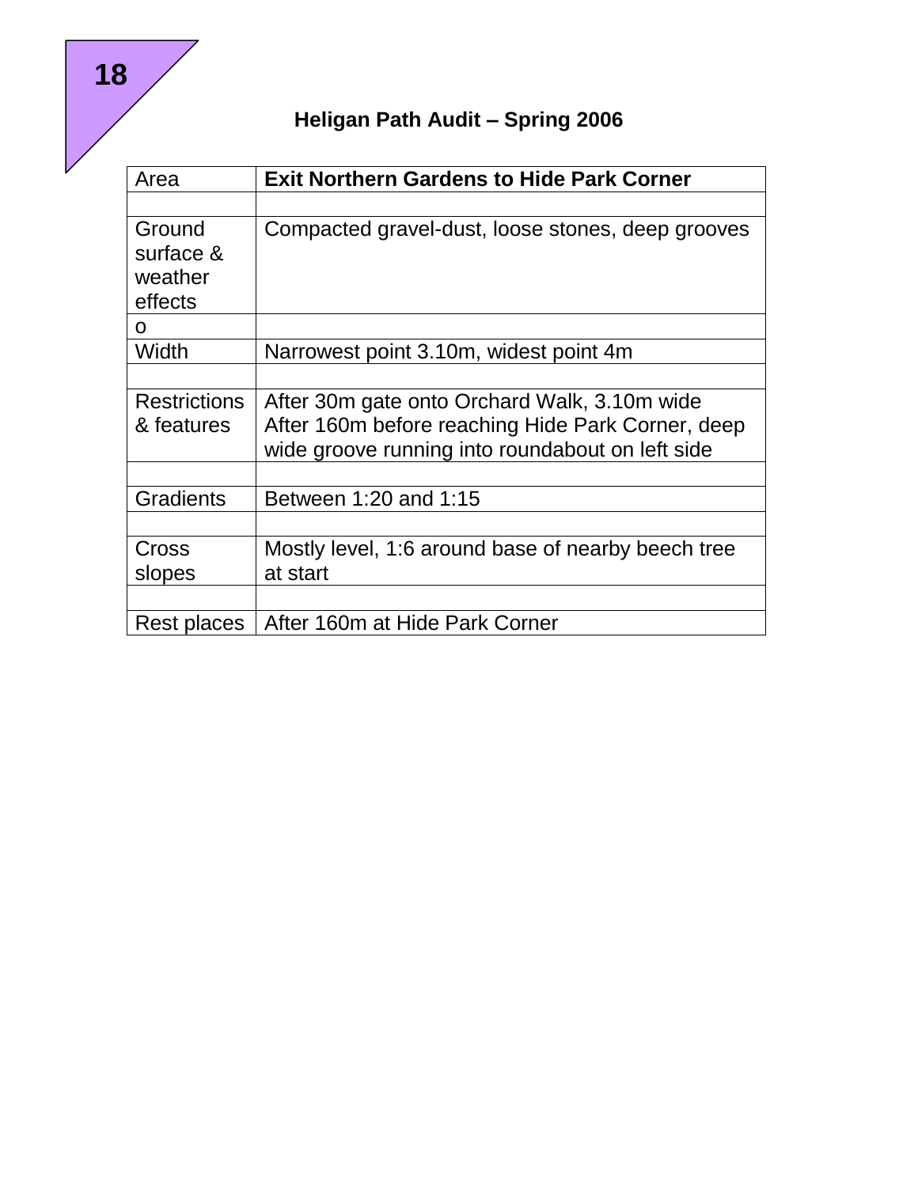18

**Heligan Path Audit – Spring 2006**

| Area | **Exit Northern Gardens to Hide Park Corner** |
|---|---|
| | |
| Ground surface & weather effects | Compacted gravel-dust, loose stones, deep grooves |
| o | |
| Width | Narrowest point 3.10m, widest point 4m |
| | |
| Restrictions & features | After 30m gate onto Orchard Walk, 3.10m wide<br>After 160m before reaching Hide Park Corner, deep wide groove running into roundabout on left side |
| | |
| Gradients | Between 1:20 and 1:15 |
| | |
| Cross slopes | Mostly level, 1:6 around base of nearby beech tree at start |
| | |
| Rest places | After 160m at Hide Park Corner |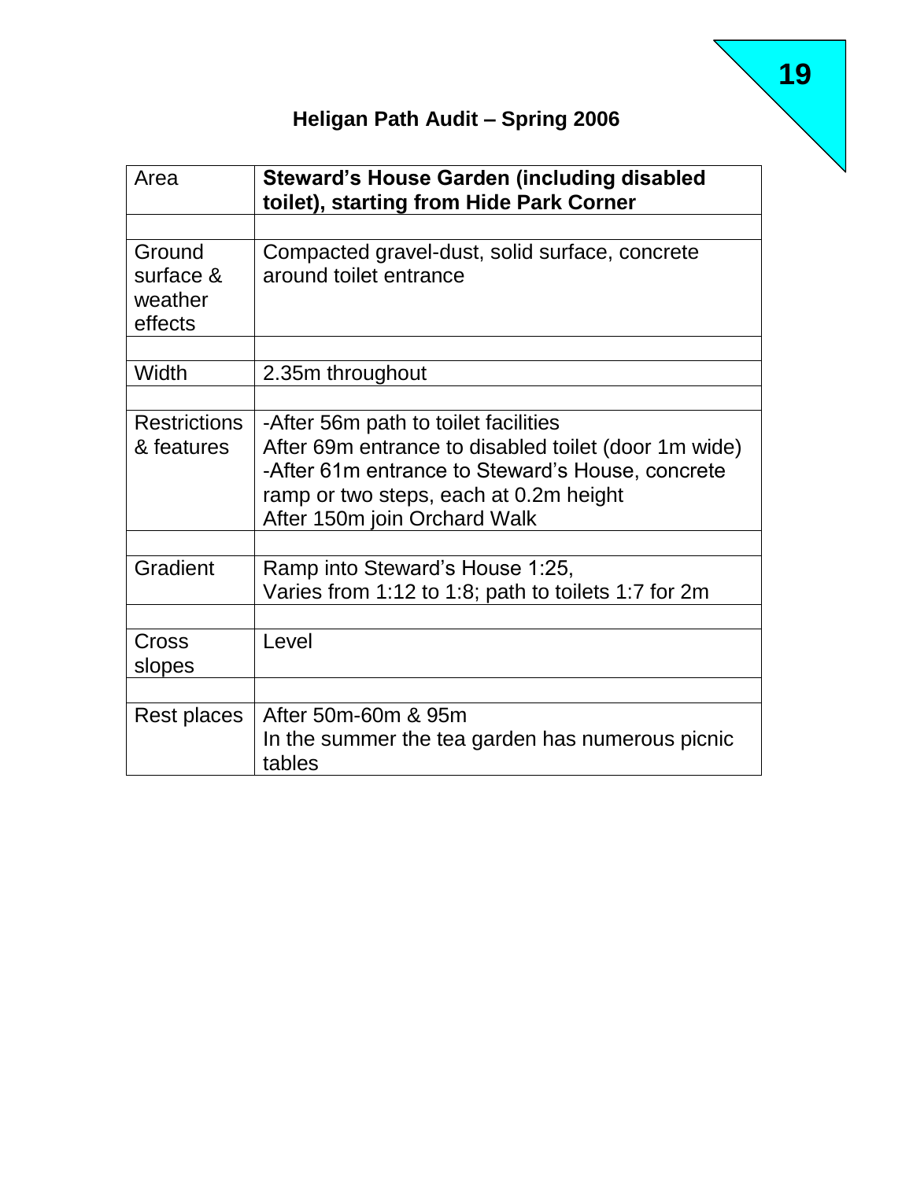## Heligan Path Audit – Spring 2006

| Area | **Steward's House Garden (including disabled toilet), starting from Hide Park Corner** |
|---|---|
| | |
| Ground surface & weather effects | Compacted gravel-dust, solid surface, concrete around toilet entrance |
| | |
| Width | 2.35m throughout |
| | |
| Restrictions & features | -After 56m path to toilet facilities<br>After 69m entrance to disabled toilet (door 1m wide)<br>-After 61m entrance to Steward's House, concrete ramp or two steps, each at 0.2m height<br>After 150m join Orchard Walk |
| | |
| Gradient | Ramp into Steward's House 1:25,<br>Varies from 1:12 to 1:8; path to toilets 1:7 for 2m |
| | |
| Cross slopes | Level |
| | |
| Rest places | After 50m-60m & 95m<br>In the summer the tea garden has numerous picnic tables |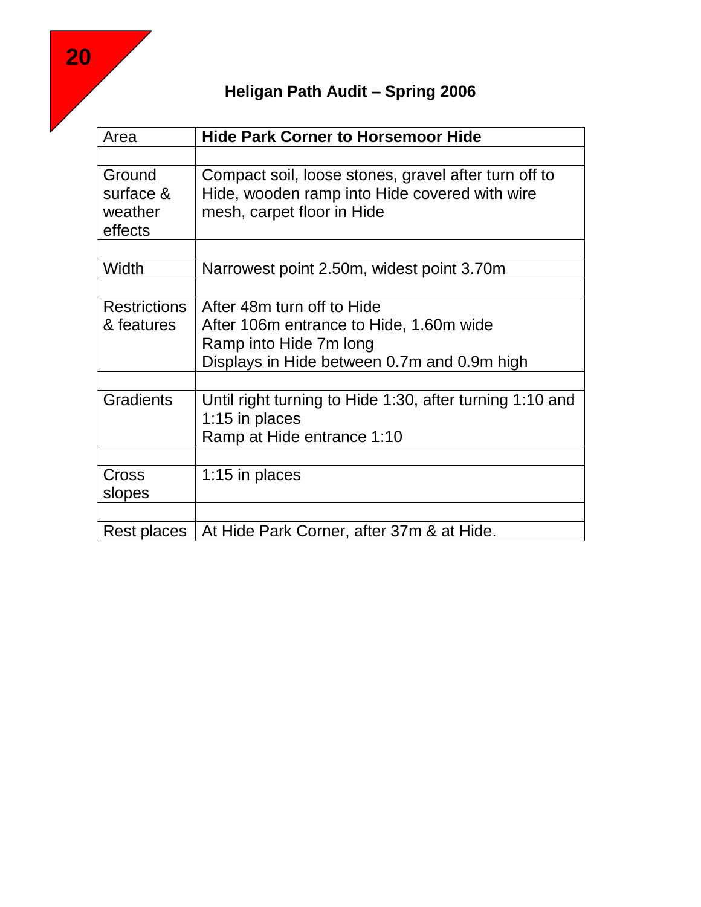20

# Heligan Path Audit – Spring 2006

| Area | **Hide Park Corner to Horsemoor Hide** |
| --- | --- |
| | |
| Ground surface & weather effects | Compact soil, loose stones, gravel after turn off to Hide, wooden ramp into Hide covered with wire mesh, carpet floor in Hide |
| | |
| Width | Narrowest point 2.50m, widest point 3.70m |
| | |
| Restrictions & features | After 48m turn off to Hide<br>After 106m entrance to Hide, 1.60m wide<br>Ramp into Hide 7m long<br>Displays in Hide between 0.7m and 0.9m high |
| | |
| Gradients | Until right turning to Hide 1:30, after turning 1:10 and 1:15 in places<br>Ramp at Hide entrance 1:10 |
| | |
| Cross slopes | 1:15 in places |
| | |
| Rest places | At Hide Park Corner, after 37m & at Hide. |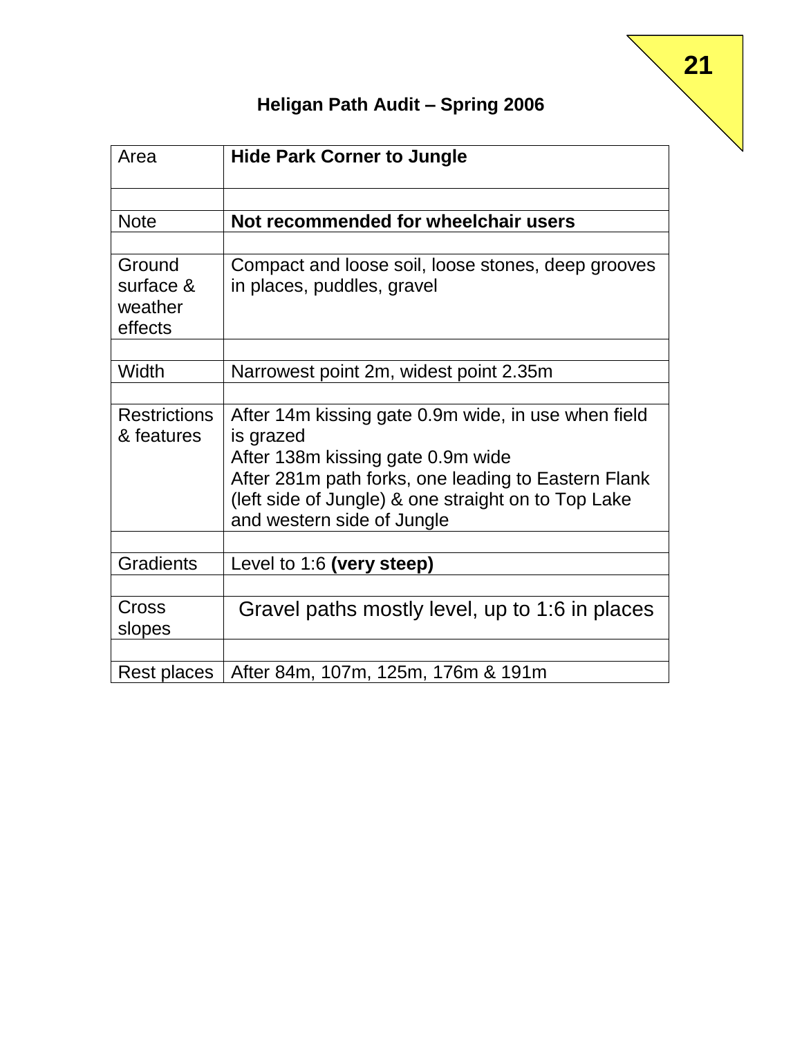## Heligan Path Audit – Spring 2006

| Area | **Hide Park Corner to Jungle** |
|---|---|
| | |
| Note | **Not recommended for wheelchair users** |
| | |
| Ground surface & weather effects | Compact and loose soil, loose stones, deep grooves in places, puddles, gravel |
| | |
| Width | Narrowest point 2m, widest point 2.35m |
| | |
| Restrictions & features | After 14m kissing gate 0.9m wide, in use when field is grazed<br>After 138m kissing gate 0.9m wide<br>After 281m path forks, one leading to Eastern Flank (left side of Jungle) & one straight on to Top Lake and western side of Jungle |
| | |
| Gradients | Level to 1:6 **(very steep)** |
| | |
| Cross slopes | Gravel paths mostly level, up to 1:6 in places |
| | |
| Rest places | After 84m, 107m, 125m, 176m & 191m |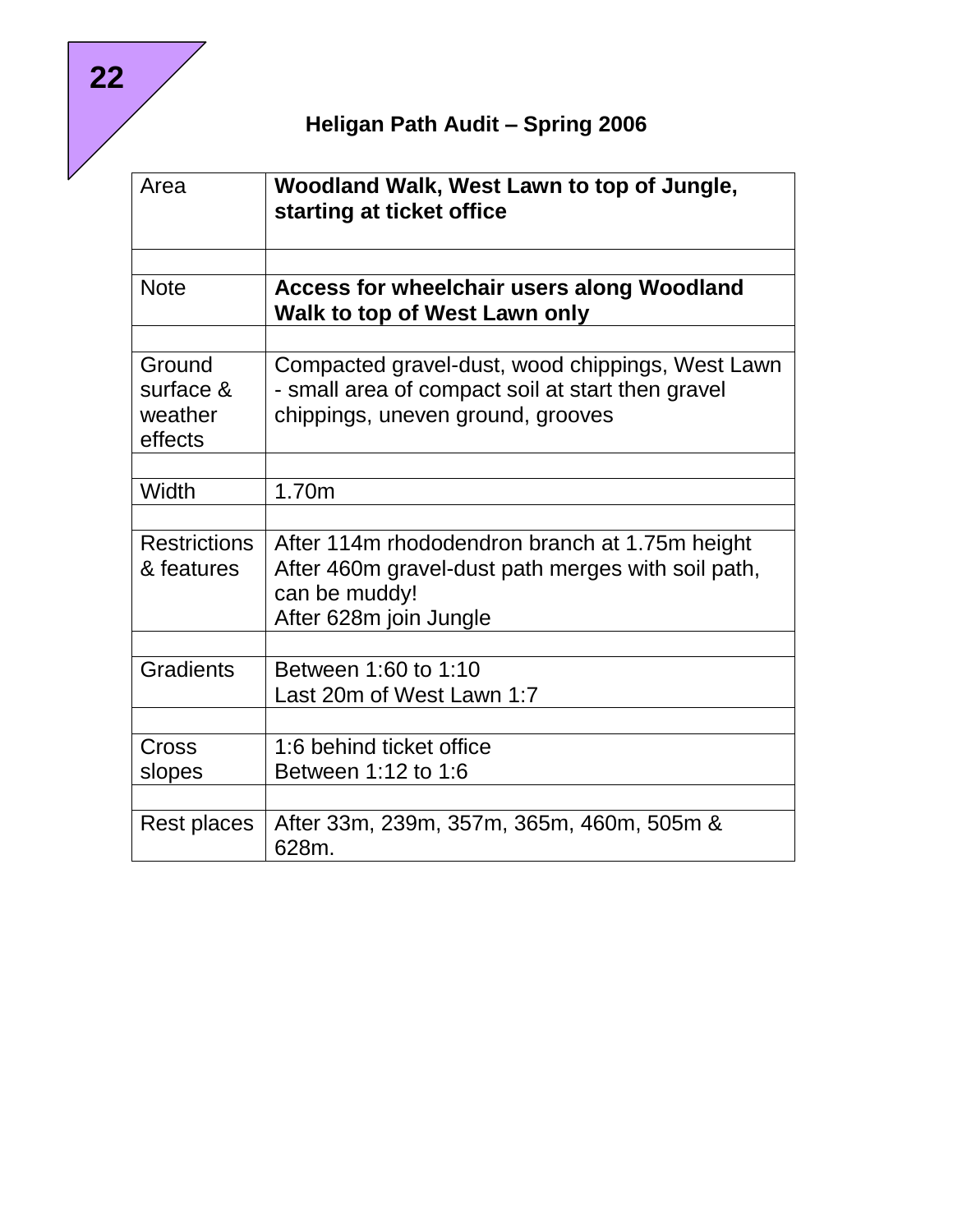22

## Heligan Path Audit – Spring 2006

| Area | **Woodland Walk, West Lawn to top of Jungle, starting at ticket office** |
|---|---|
| | |
| Note | **Access for wheelchair users along Woodland Walk to top of West Lawn only** |
| | |
| Ground surface & weather effects | Compacted gravel-dust, wood chippings, West Lawn - small area of compact soil at start then gravel chippings, uneven ground, grooves |
| | |
| Width | 1.70m |
| | |
| Restrictions & features | After 114m rhododendron branch at 1.75m height<br>After 460m gravel-dust path merges with soil path, can be muddy!<br>After 628m join Jungle |
| | |
| Gradients | Between 1:60 to 1:10<br>Last 20m of West Lawn 1:7 |
| | |
| Cross slopes | 1:6 behind ticket office<br>Between 1:12 to 1:6 |
| | |
| Rest places | After 33m, 239m, 357m, 365m, 460m, 505m & 628m. |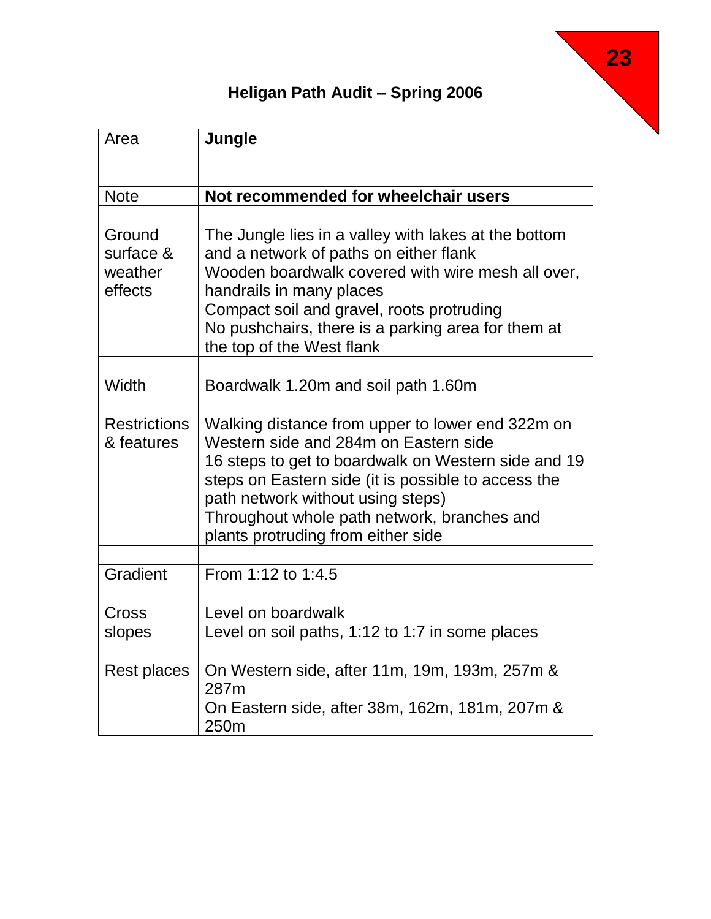## Heligan Path Audit – Spring 2006

| Area | **Jungle** |
| --- | --- |
| | |
| Note | **Not recommended for wheelchair users** |
| | |
| Ground surface & weather effects | The Jungle lies in a valley with lakes at the bottom and a network of paths on either flank<br>Wooden boardwalk covered with wire mesh all over, handrails in many places<br>Compact soil and gravel, roots protruding<br>No pushchairs, there is a parking area for them at the top of the West flank |
| | |
| Width | Boardwalk 1.20m and soil path 1.60m |
| | |
| Restrictions & features | Walking distance from upper to lower end 322m on Western side and 284m on Eastern side<br>16 steps to get to boardwalk on Western side and 19 steps on Eastern side (it is possible to access the path network without using steps)<br>Throughout whole path network, branches and plants protruding from either side |
| | |
| Gradient | From 1:12 to 1:4.5 |
| | |
| Cross slopes | Level on boardwalk<br>Level on soil paths, 1:12 to 1:7 in some places |
| | |
| Rest places | On Western side, after 11m, 19m, 193m, 257m & 287m<br>On Eastern side, after 38m, 162m, 181m, 207m & 250m |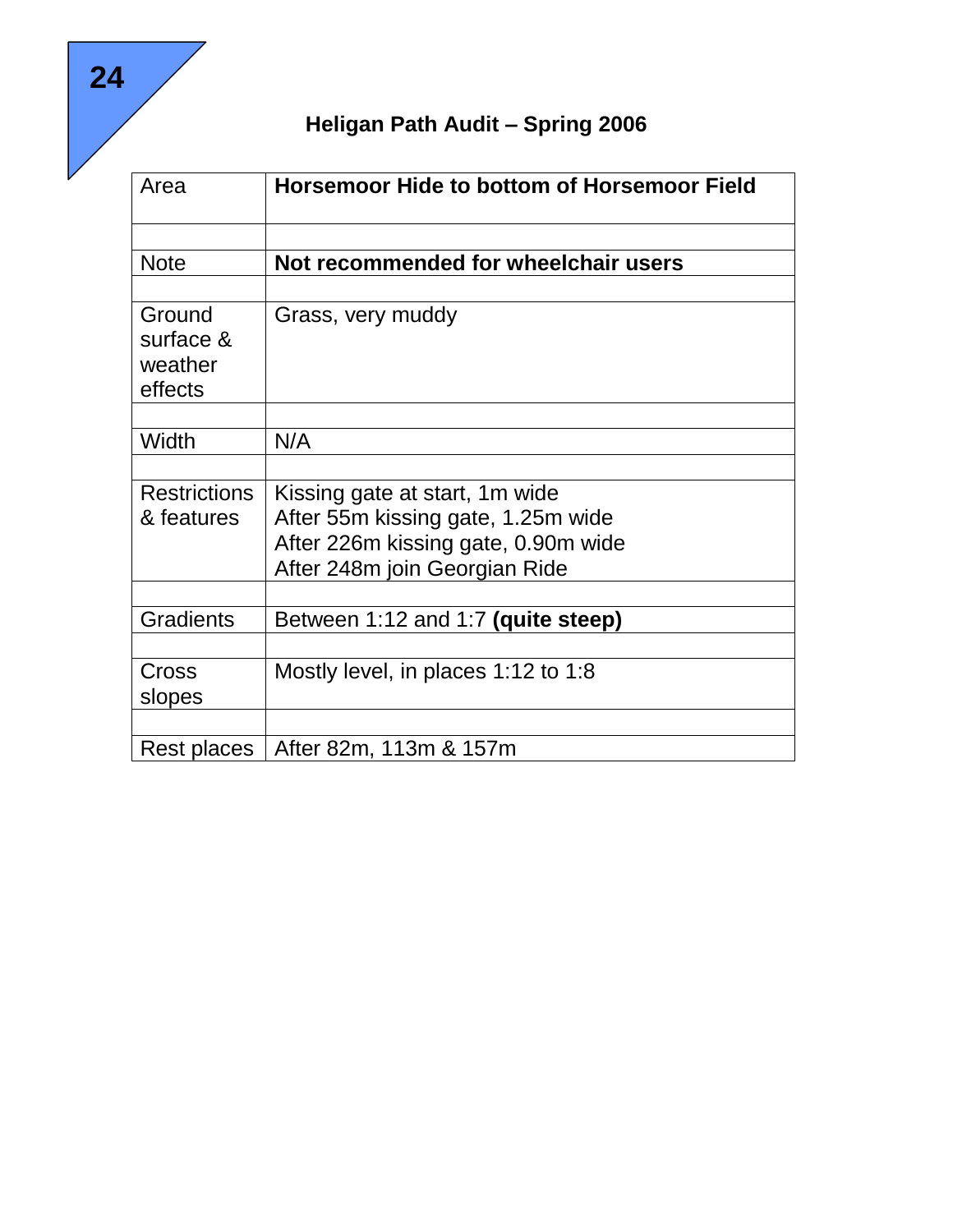## Heligan Path Audit – Spring 2006

| Area | **Horsemoor Hide to bottom of Horsemoor Field** |
|---|---|
| | |
| Note | **Not recommended for wheelchair users** |
| | |
| Ground surface & weather effects | Grass, very muddy |
| | |
| Width | N/A |
| | |
| Restrictions & features | Kissing gate at start, 1m wide<br>After 55m kissing gate, 1.25m wide<br>After 226m kissing gate, 0.90m wide<br>After 248m join Georgian Ride |
| | |
| Gradients | Between 1:12 and 1:7 **(quite steep)** |
| | |
| Cross slopes | Mostly level, in places 1:12 to 1:8 |
| | |
| Rest places | After 82m, 113m & 157m |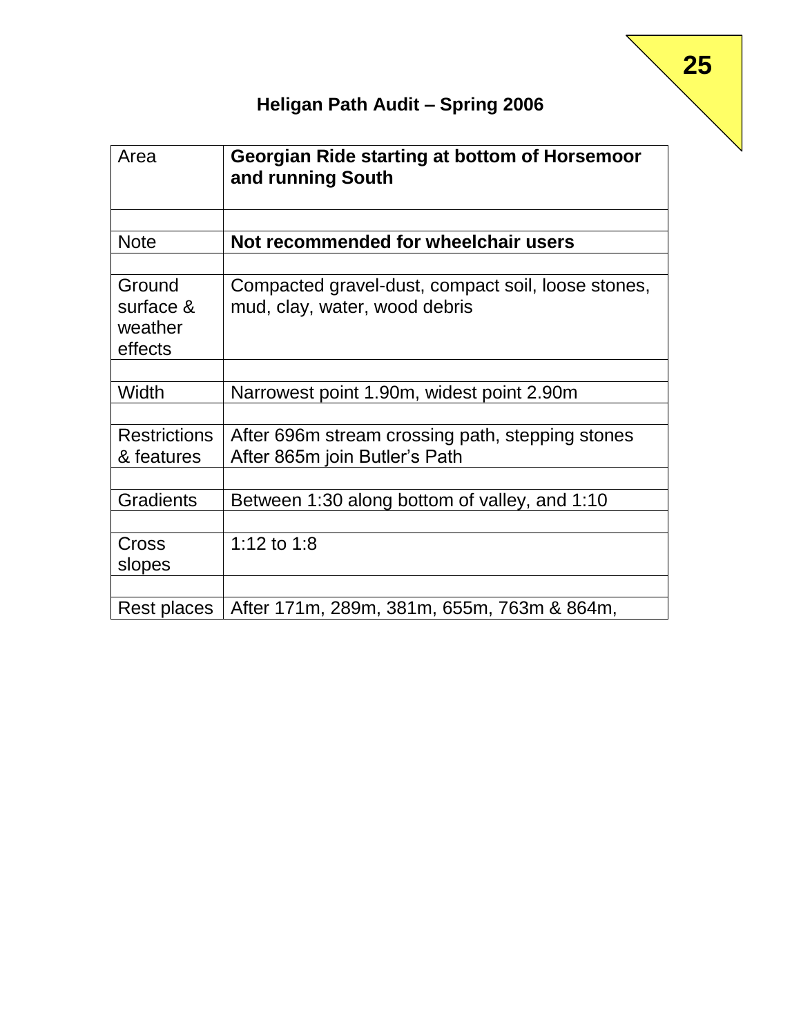## Heligan Path Audit – Spring 2006

| Area | **Georgian Ride starting at bottom of Horsemoor and running South** |
|---|---|
| | |
| Note | **Not recommended for wheelchair users** |
| | |
| Ground surface & weather effects | Compacted gravel-dust, compact soil, loose stones, mud, clay, water, wood debris |
| | |
| Width | Narrowest point 1.90m, widest point 2.90m |
| | |
| Restrictions & features | After 696m stream crossing path, stepping stones<br>After 865m join Butler's Path |
| | |
| Gradients | Between 1:30 along bottom of valley, and 1:10 |
| | |
| Cross slopes | 1:12 to 1:8 |
| | |
| Rest places | After 171m, 289m, 381m, 655m, 763m & 864m, |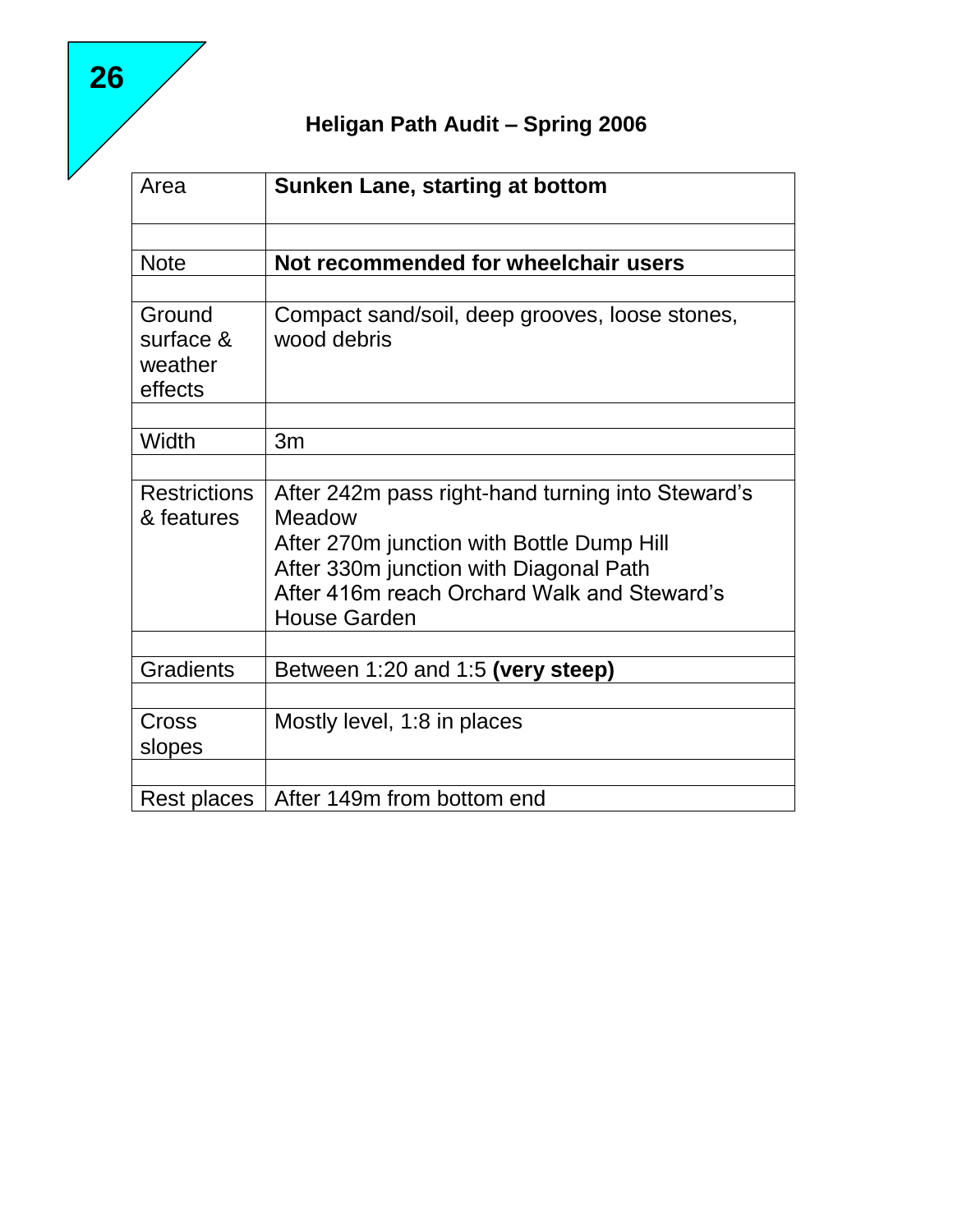26

## Heligan Path Audit – Spring 2006

| Area | **Sunken Lane, starting at bottom** |
|---|---|
| | |
| Note | **Not recommended for wheelchair users** |
| | |
| Ground surface & weather effects | Compact sand/soil, deep grooves, loose stones, wood debris |
| | |
| Width | 3m |
| | |
| Restrictions & features | After 242m pass right-hand turning into Steward's Meadow<br>After 270m junction with Bottle Dump Hill<br>After 330m junction with Diagonal Path<br>After 416m reach Orchard Walk and Steward's House Garden |
| | |
| Gradients | Between 1:20 and 1:5 **(very steep)** |
| | |
| Cross slopes | Mostly level, 1:8 in places |
| | |
| Rest places | After 149m from bottom end |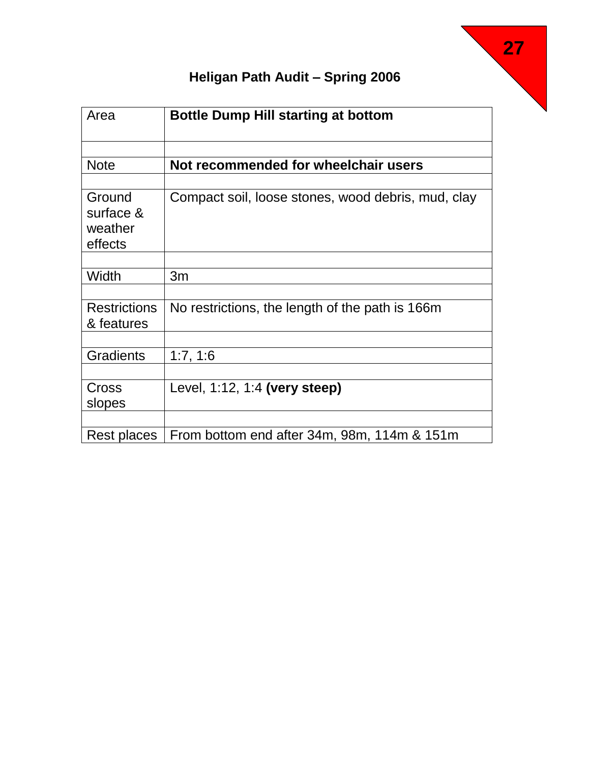# Heligan Path Audit – Spring 2006

27

| Area | **Bottle Dump Hill starting at bottom** |
|---|---|
| | |
| Note | **Not recommended for wheelchair users** |
| | |
| Ground surface & weather effects | Compact soil, loose stones, wood debris, mud, clay |
| | |
| Width | 3m |
| | |
| Restrictions & features | No restrictions, the length of the path is 166m |
| | |
| Gradients | 1:7, 1:6 |
| | |
| Cross slopes | Level, 1:12, 1:4 **(very steep)** |
| | |
| Rest places | From bottom end after 34m, 98m, 114m & 151m |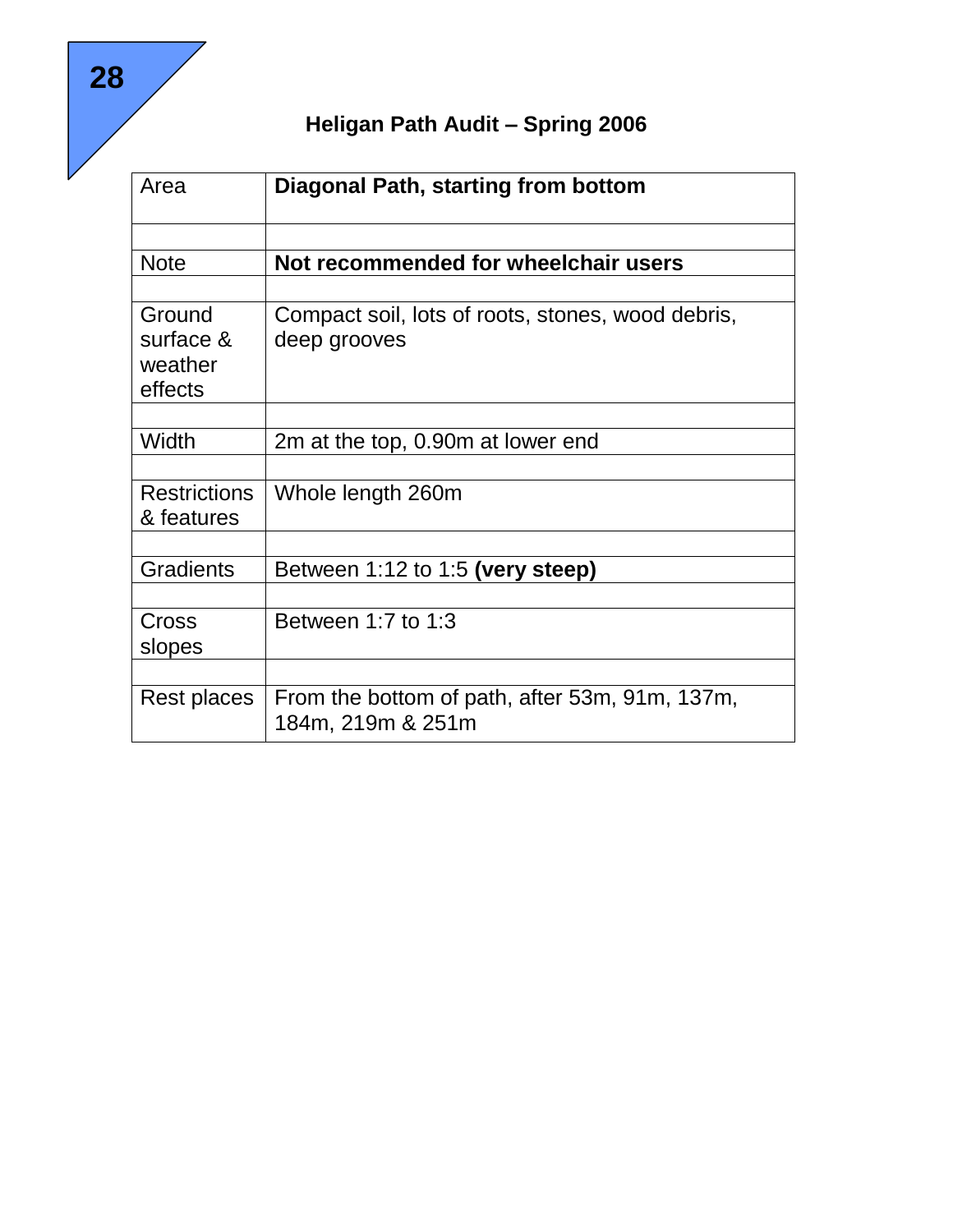## Heligan Path Audit – Spring 2006

| Area | **Diagonal Path, starting from bottom** |
|---|---|
| | |
| Note | **Not recommended for wheelchair users** |
| | |
| Ground surface & weather effects | Compact soil, lots of roots, stones, wood debris, deep grooves |
| | |
| Width | 2m at the top, 0.90m at lower end |
| | |
| Restrictions & features | Whole length 260m |
| | |
| Gradients | Between 1:12 to 1:5 **(very steep)** |
| | |
| Cross slopes | Between 1:7 to 1:3 |
| | |
| Rest places | From the bottom of path, after 53m, 91m, 137m, 184m, 219m & 251m |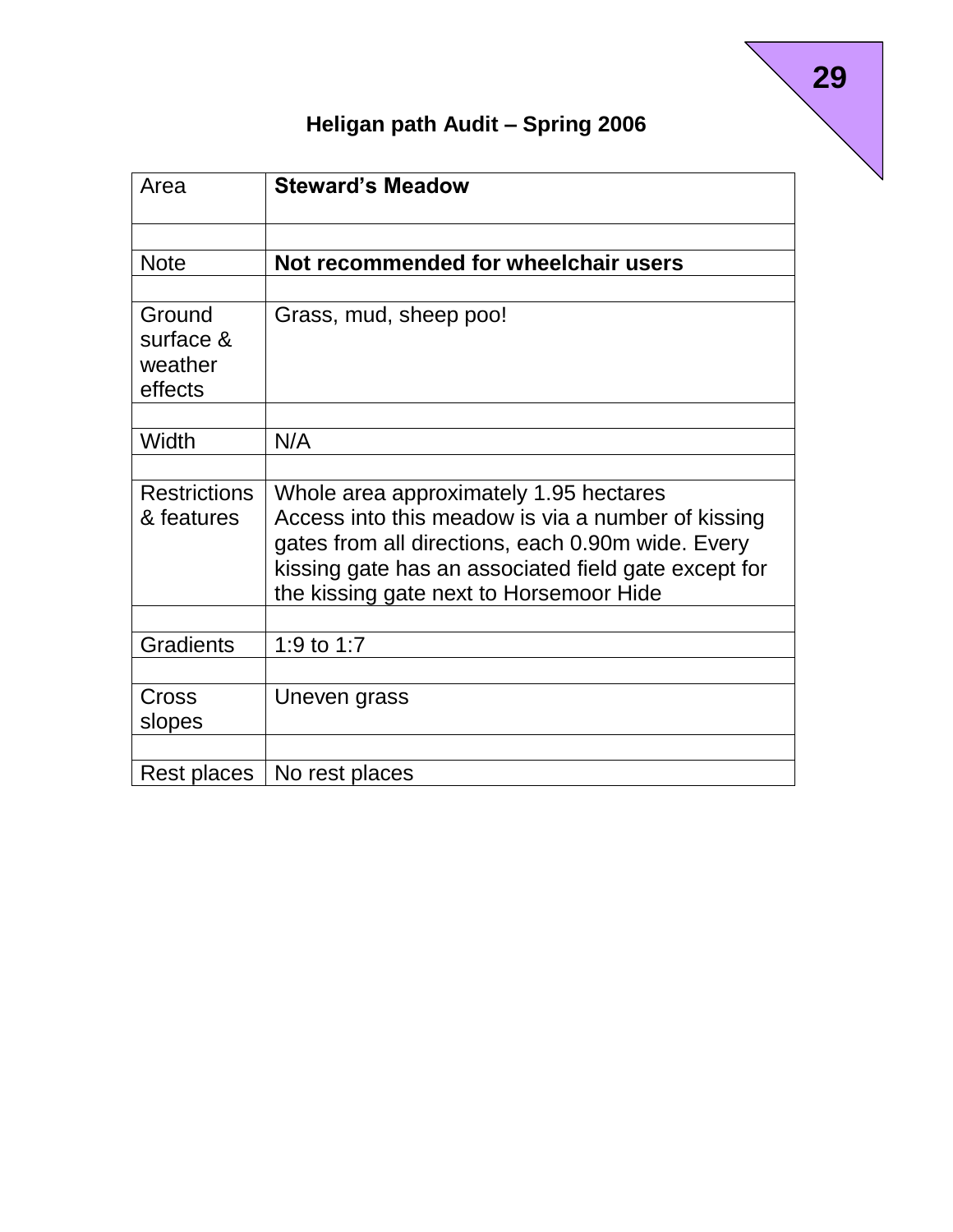## Heligan path Audit – Spring 2006

| Area | **Steward's Meadow** |
|---|---|
| | |
| Note | **Not recommended for wheelchair users** |
| | |
| Ground surface & weather effects | Grass, mud, sheep poo! |
| | |
| Width | N/A |
| | |
| Restrictions & features | Whole area approximately 1.95 hectares<br>Access into this meadow is via a number of kissing gates from all directions, each 0.90m wide. Every kissing gate has an associated field gate except for the kissing gate next to Horsemoor Hide |
| | |
| Gradients | 1:9 to 1:7 |
| | |
| Cross slopes | Uneven grass |
| | |
| Rest places | No rest places |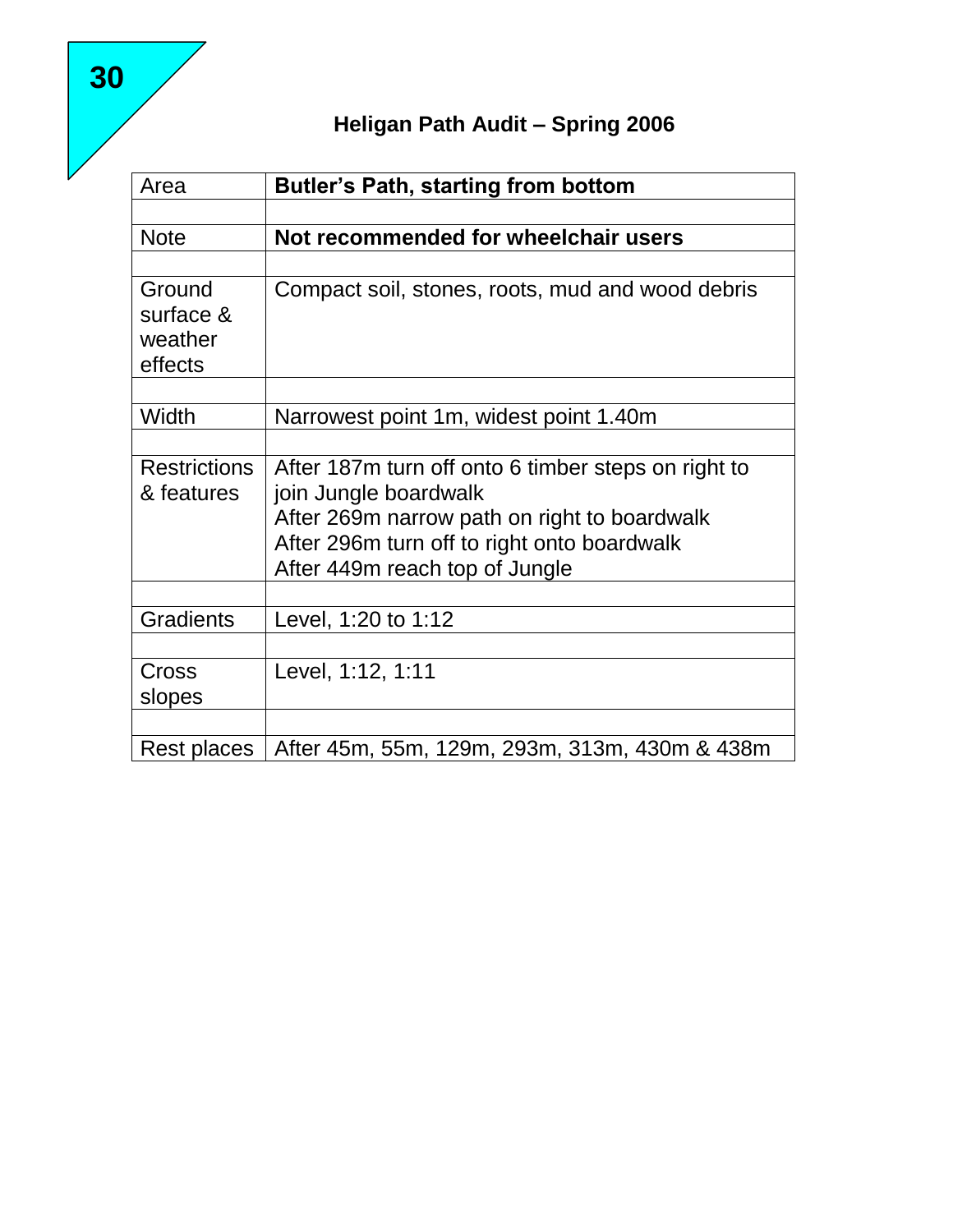**30**

## Heligan Path Audit – Spring 2006

| Area | **Butler's Path, starting from bottom** |
|---|---|
| | |
| Note | **Not recommended for wheelchair users** |
| | |
| Ground surface & weather effects | Compact soil, stones, roots, mud and wood debris |
| | |
| Width | Narrowest point 1m, widest point 1.40m |
| | |
| Restrictions & features | After 187m turn off onto 6 timber steps on right to join Jungle boardwalk<br>After 269m narrow path on right to boardwalk<br>After 296m turn off to right onto boardwalk<br>After 449m reach top of Jungle |
| | |
| Gradients | Level, 1:20 to 1:12 |
| | |
| Cross slopes | Level, 1:12, 1:11 |
| | |
| Rest places | After 45m, 55m, 129m, 293m, 313m, 430m & 438m |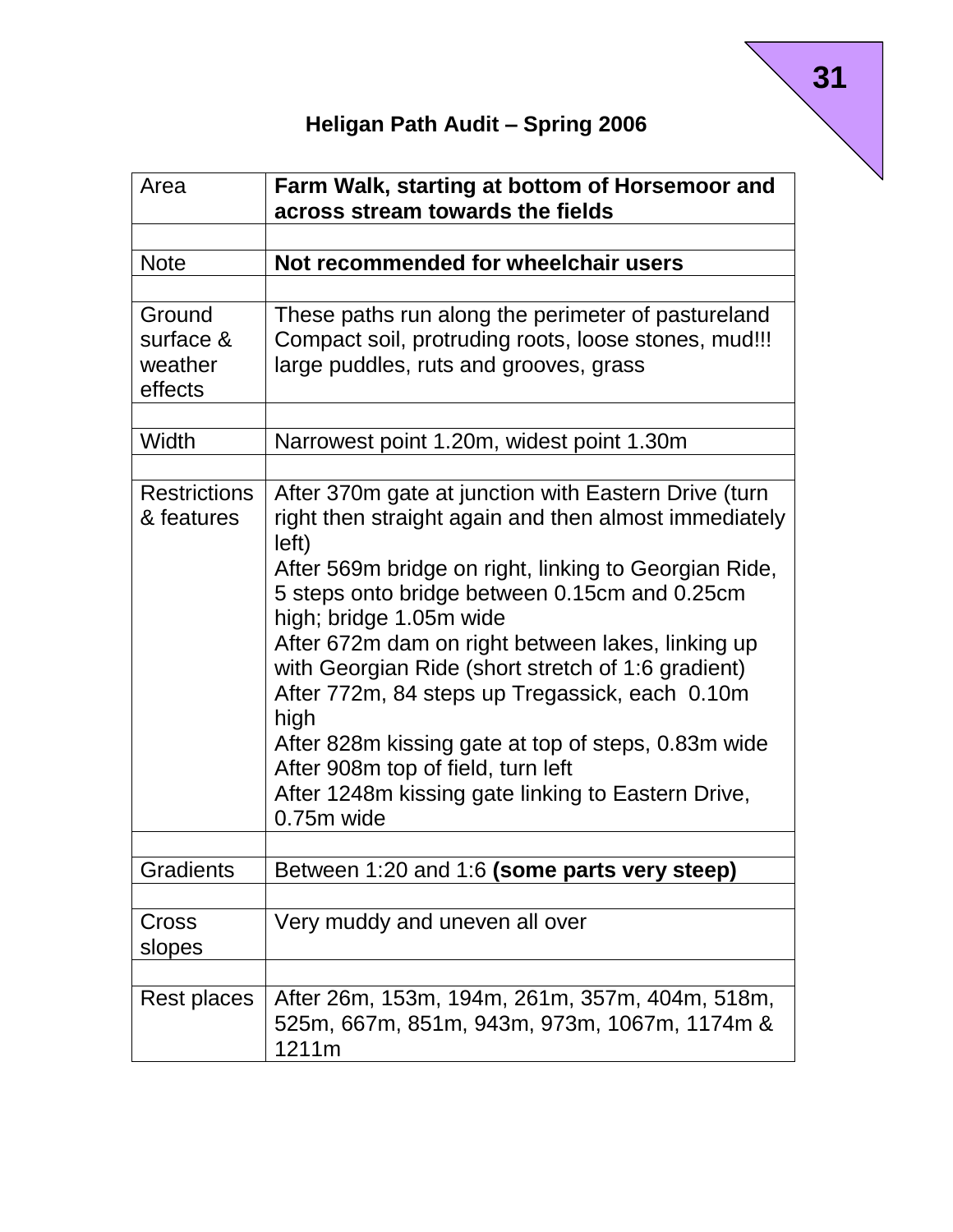## Heligan Path Audit – Spring 2006

| Area | **Farm Walk, starting at bottom of Horsemoor and across stream towards the fields** |
|---|---|
| | |
| Note | **Not recommended for wheelchair users** |
| | |
| Ground surface & weather effects | These paths run along the perimeter of pastureland Compact soil, protruding roots, loose stones, mud!!! large puddles, ruts and grooves, grass |
| | |
| Width | Narrowest point 1.20m, widest point 1.30m |
| | |
| Restrictions & features | After 370m gate at junction with Eastern Drive (turn right then straight again and then almost immediately left)<br>After 569m bridge on right, linking to Georgian Ride, 5 steps onto bridge between 0.15cm and 0.25cm high; bridge 1.05m wide<br>After 672m dam on right between lakes, linking up with Georgian Ride (short stretch of 1:6 gradient)<br>After 772m, 84 steps up Tregassick, each 0.10m high<br>After 828m kissing gate at top of steps, 0.83m wide<br>After 908m top of field, turn left<br>After 1248m kissing gate linking to Eastern Drive, 0.75m wide |
| | |
| Gradients | Between 1:20 and 1:6 **(some parts very steep)** |
| | |
| Cross slopes | Very muddy and uneven all over |
| | |
| Rest places | After 26m, 153m, 194m, 261m, 357m, 404m, 518m, 525m, 667m, 851m, 943m, 973m, 1067m, 1174m & 1211m |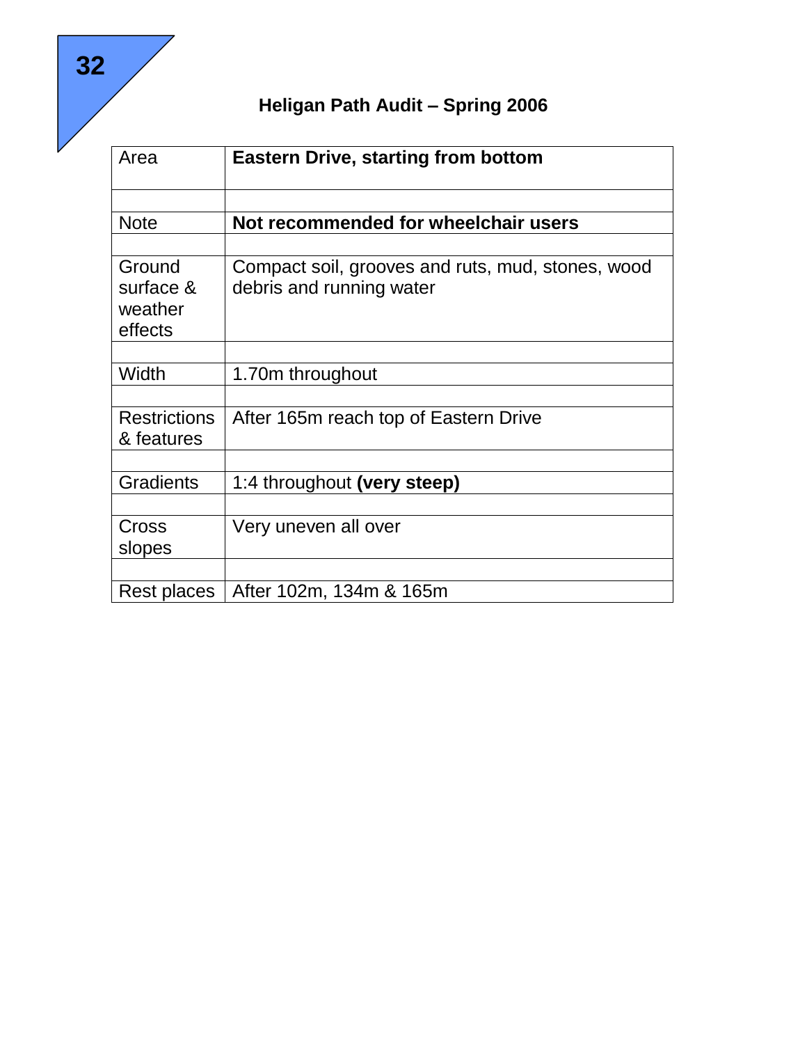## Heligan Path Audit – Spring 2006

| Area | **Eastern Drive, starting from bottom** |
|---|---|
| | |
| Note | **Not recommended for wheelchair users** |
| | |
| Ground surface & weather effects | Compact soil, grooves and ruts, mud, stones, wood debris and running water |
| | |
| Width | 1.70m throughout |
| | |
| Restrictions & features | After 165m reach top of Eastern Drive |
| | |
| Gradients | 1:4 throughout **(very steep)** |
| | |
| Cross slopes | Very uneven all over |
| | |
| Rest places | After 102m, 134m & 165m |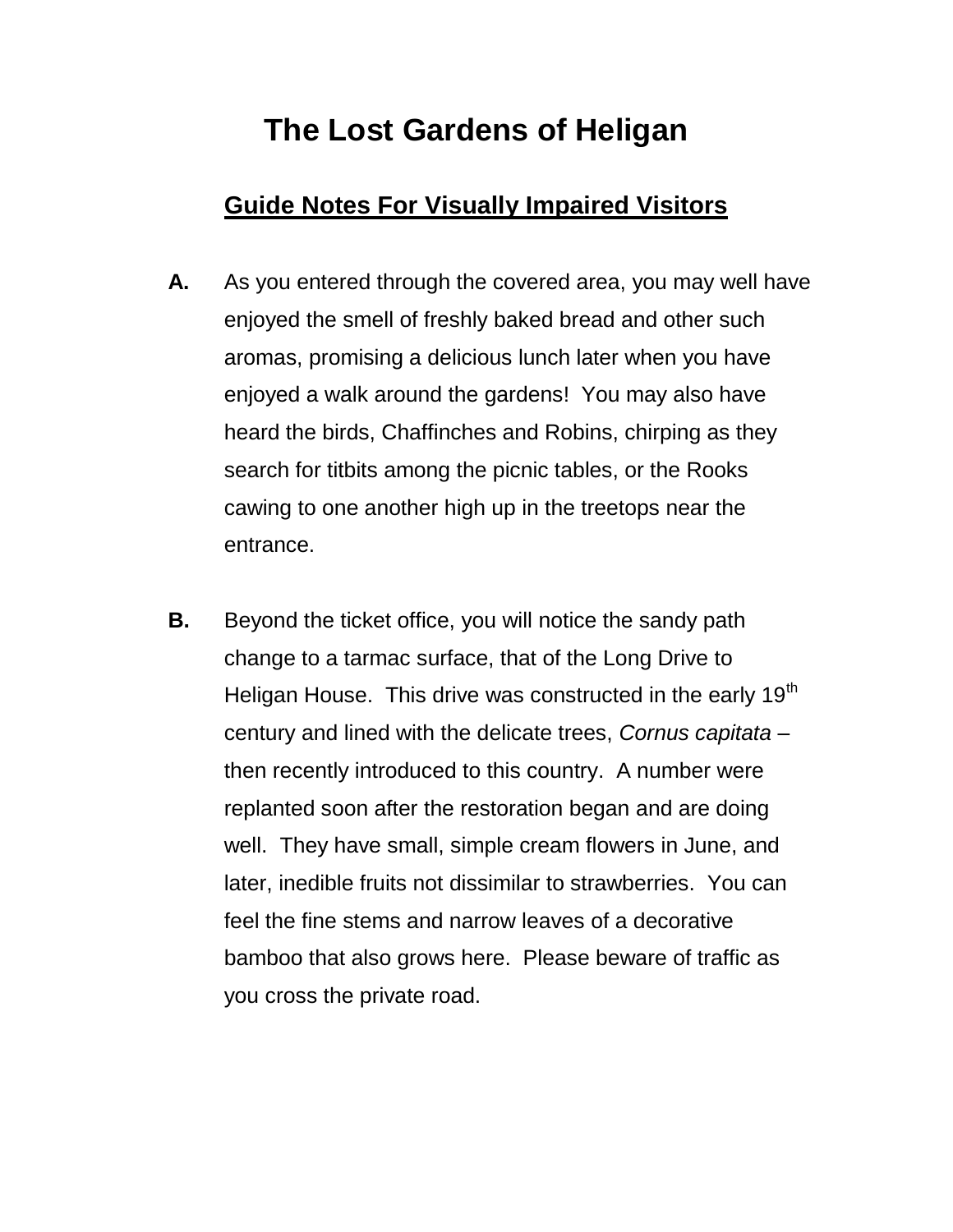# The Lost Gardens of Heligan

## Guide Notes For Visually Impaired Visitors

**A.** As you entered through the covered area, you may well have enjoyed the smell of freshly baked bread and other such aromas, promising a delicious lunch later when you have enjoyed a walk around the gardens! You may also have heard the birds, Chaffinches and Robins, chirping as they search for titbits among the picnic tables, or the Rooks cawing to one another high up in the treetops near the entrance.

**B.** Beyond the ticket office, you will notice the sandy path change to a tarmac surface, that of the Long Drive to Heligan House. This drive was constructed in the early 19th century and lined with the delicate trees, *Cornus capitata* – then recently introduced to this country. A number were replanted soon after the restoration began and are doing well. They have small, simple cream flowers in June, and later, inedible fruits not dissimilar to strawberries. You can feel the fine stems and narrow leaves of a decorative bamboo that also grows here. Please beware of traffic as you cross the private road.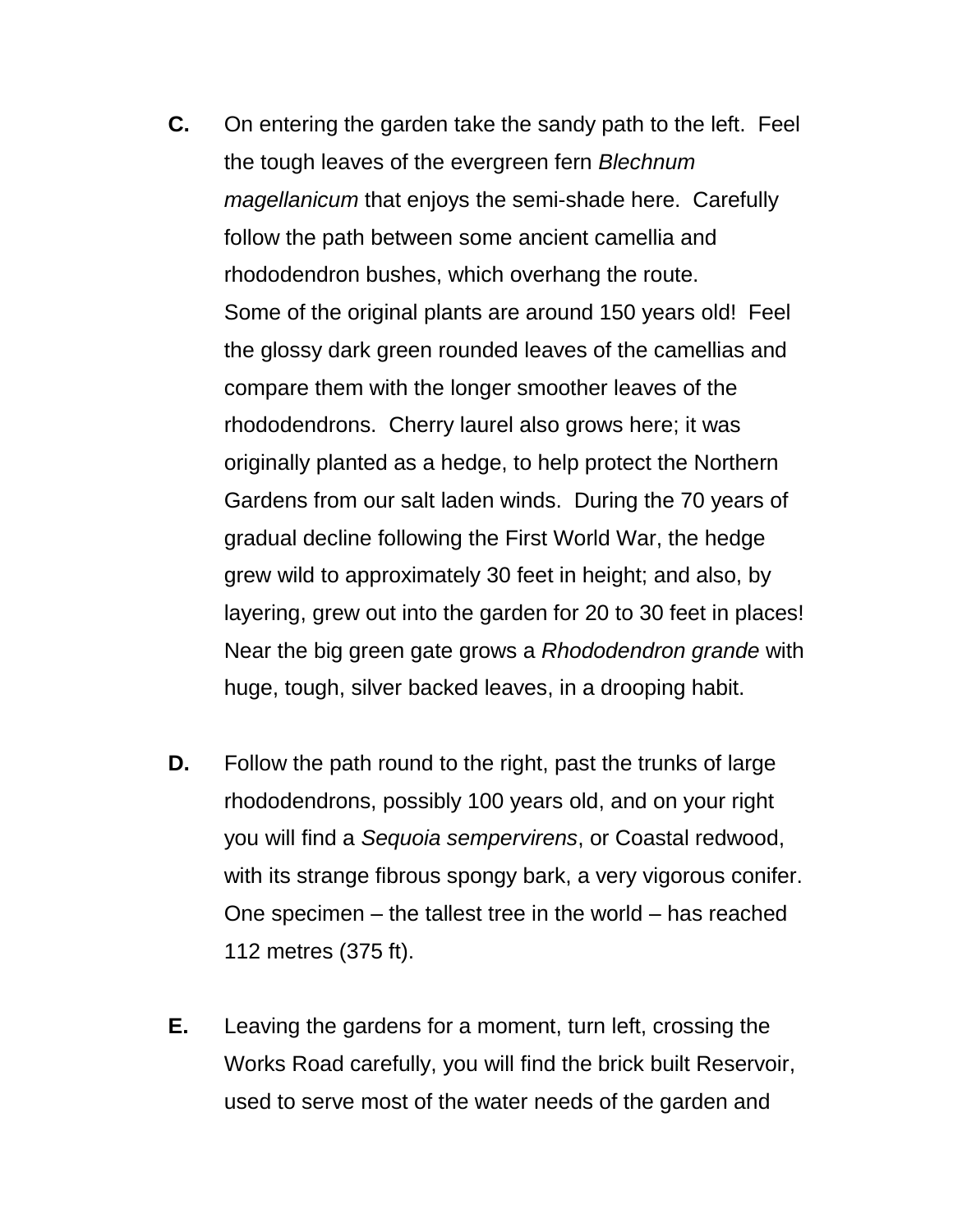**C.** On entering the garden take the sandy path to the left. Feel the tough leaves of the evergreen fern *Blechnum magellanicum* that enjoys the semi-shade here. Carefully follow the path between some ancient camellia and rhododendron bushes, which overhang the route.
Some of the original plants are around 150 years old! Feel the glossy dark green rounded leaves of the camellias and compare them with the longer smoother leaves of the rhododendrons. Cherry laurel also grows here; it was originally planted as a hedge, to help protect the Northern Gardens from our salt laden winds. During the 70 years of gradual decline following the First World War, the hedge grew wild to approximately 30 feet in height; and also, by layering, grew out into the garden for 20 to 30 feet in places! Near the big green gate grows a *Rhododendron grande* with huge, tough, silver backed leaves, in a drooping habit.

**D.** Follow the path round to the right, past the trunks of large rhododendrons, possibly 100 years old, and on your right you will find a *Sequoia sempervirens*, or Coastal redwood, with its strange fibrous spongy bark, a very vigorous conifer. One specimen – the tallest tree in the world – has reached 112 metres (375 ft).

**E.** Leaving the gardens for a moment, turn left, crossing the Works Road carefully, you will find the brick built Reservoir, used to serve most of the water needs of the garden and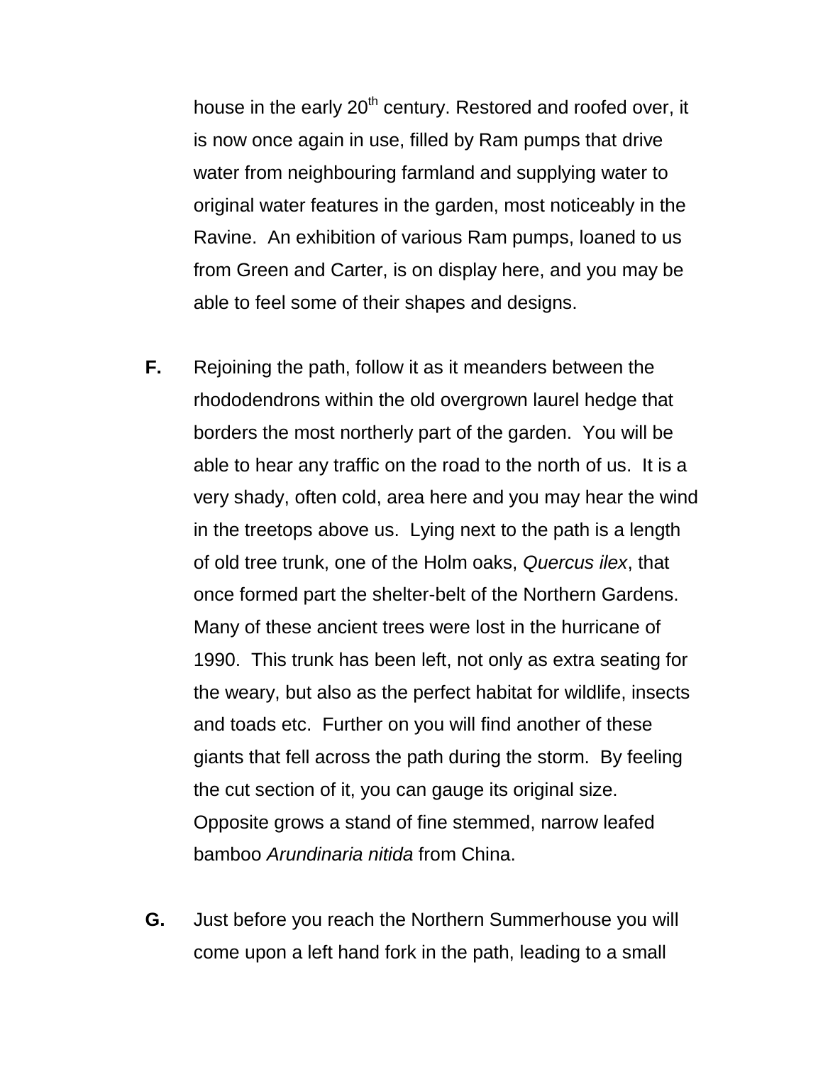house in the early 20th century. Restored and roofed over, it is now once again in use, filled by Ram pumps that drive water from neighbouring farmland and supplying water to original water features in the garden, most noticeably in the Ravine. An exhibition of various Ram pumps, loaned to us from Green and Carter, is on display here, and you may be able to feel some of their shapes and designs.

**F.** Rejoining the path, follow it as it meanders between the rhododendrons within the old overgrown laurel hedge that borders the most northerly part of the garden. You will be able to hear any traffic on the road to the north of us. It is a very shady, often cold, area here and you may hear the wind in the treetops above us. Lying next to the path is a length of old tree trunk, one of the Holm oaks, *Quercus ilex*, that once formed part the shelter-belt of the Northern Gardens. Many of these ancient trees were lost in the hurricane of 1990. This trunk has been left, not only as extra seating for the weary, but also as the perfect habitat for wildlife, insects and toads etc. Further on you will find another of these giants that fell across the path during the storm. By feeling the cut section of it, you can gauge its original size. Opposite grows a stand of fine stemmed, narrow leafed bamboo *Arundinaria nitida* from China.

**G.** Just before you reach the Northern Summerhouse you will come upon a left hand fork in the path, leading to a small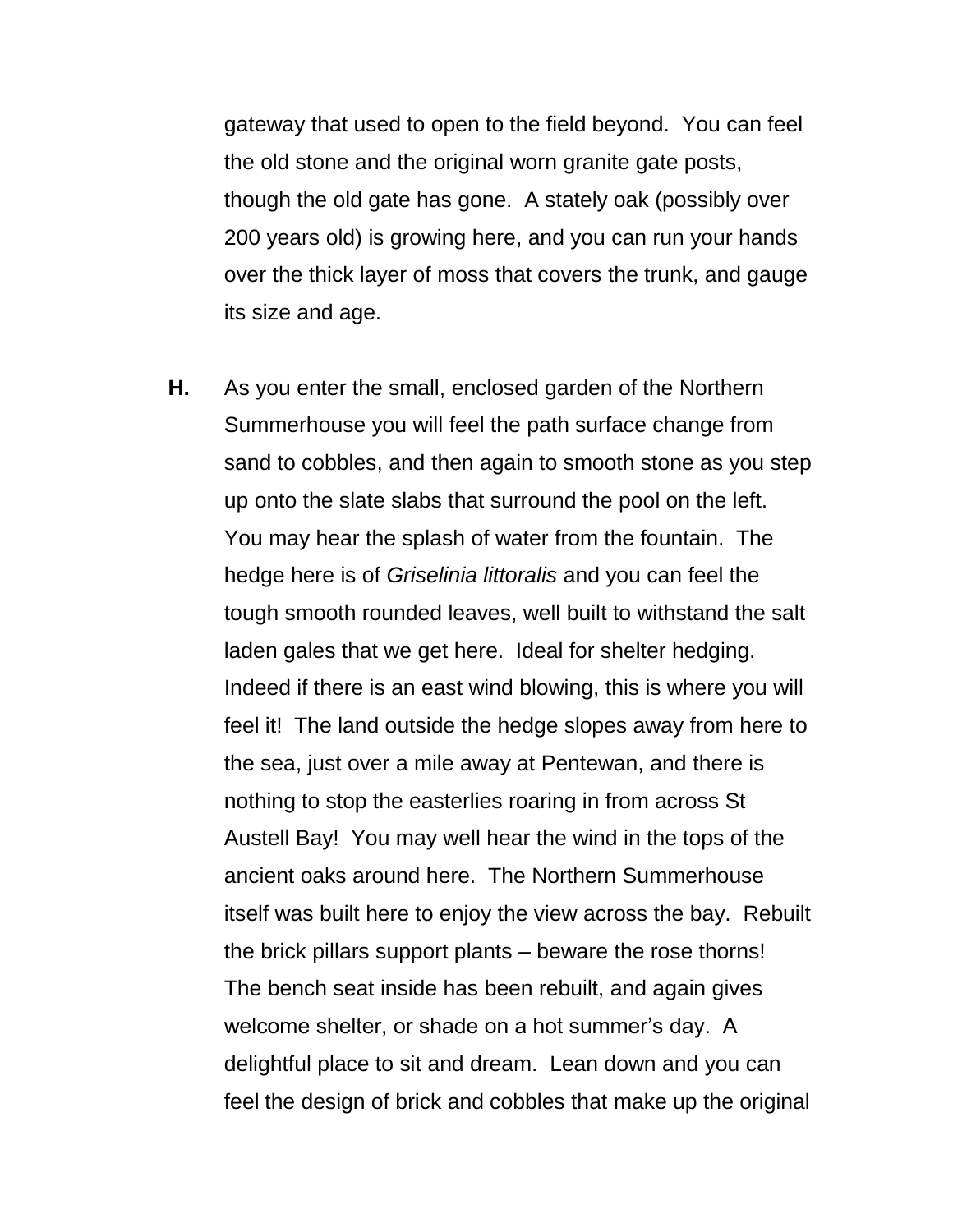gateway that used to open to the field beyond. You can feel the old stone and the original worn granite gate posts, though the old gate has gone. A stately oak (possibly over 200 years old) is growing here, and you can run your hands over the thick layer of moss that covers the trunk, and gauge its size and age.

**H.** As you enter the small, enclosed garden of the Northern Summerhouse you will feel the path surface change from sand to cobbles, and then again to smooth stone as you step up onto the slate slabs that surround the pool on the left. You may hear the splash of water from the fountain. The hedge here is of *Griselinia littoralis* and you can feel the tough smooth rounded leaves, well built to withstand the salt laden gales that we get here. Ideal for shelter hedging. Indeed if there is an east wind blowing, this is where you will feel it! The land outside the hedge slopes away from here to the sea, just over a mile away at Pentewan, and there is nothing to stop the easterlies roaring in from across St Austell Bay! You may well hear the wind in the tops of the ancient oaks around here. The Northern Summerhouse itself was built here to enjoy the view across the bay. Rebuilt the brick pillars support plants – beware the rose thorns! The bench seat inside has been rebuilt, and again gives welcome shelter, or shade on a hot summer's day. A delightful place to sit and dream. Lean down and you can feel the design of brick and cobbles that make up the original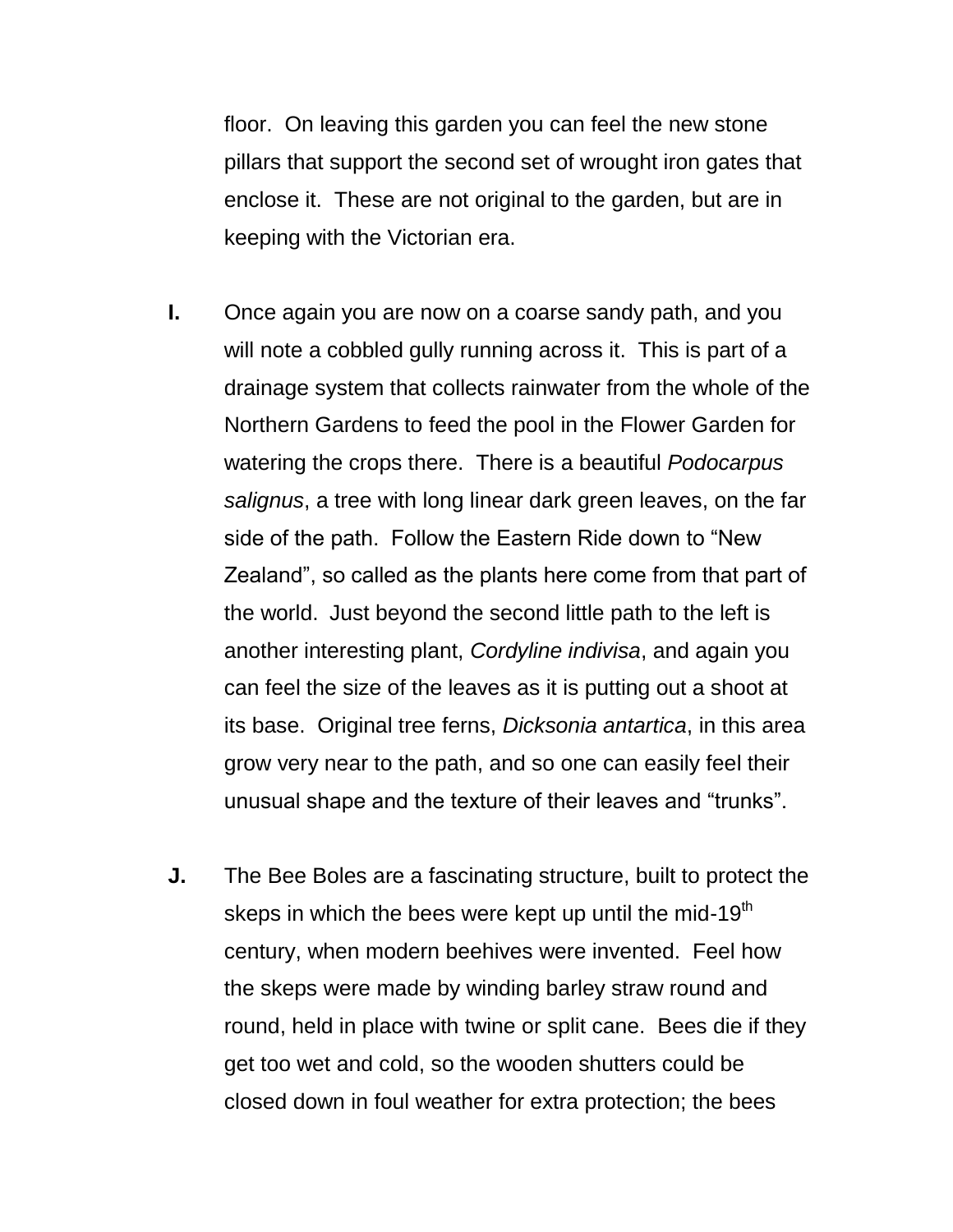floor. On leaving this garden you can feel the new stone pillars that support the second set of wrought iron gates that enclose it. These are not original to the garden, but are in keeping with the Victorian era.

**I.** Once again you are now on a coarse sandy path, and you will note a cobbled gully running across it. This is part of a drainage system that collects rainwater from the whole of the Northern Gardens to feed the pool in the Flower Garden for watering the crops there. There is a beautiful *Podocarpus salignus*, a tree with long linear dark green leaves, on the far side of the path. Follow the Eastern Ride down to "New Zealand", so called as the plants here come from that part of the world. Just beyond the second little path to the left is another interesting plant, *Cordyline indivisa*, and again you can feel the size of the leaves as it is putting out a shoot at its base. Original tree ferns, *Dicksonia antartica*, in this area grow very near to the path, and so one can easily feel their unusual shape and the texture of their leaves and "trunks".

**J.** The Bee Boles are a fascinating structure, built to protect the skeps in which the bees were kept up until the mid-19th century, when modern beehives were invented. Feel how the skeps were made by winding barley straw round and round, held in place with twine or split cane. Bees die if they get too wet and cold, so the wooden shutters could be closed down in foul weather for extra protection; the bees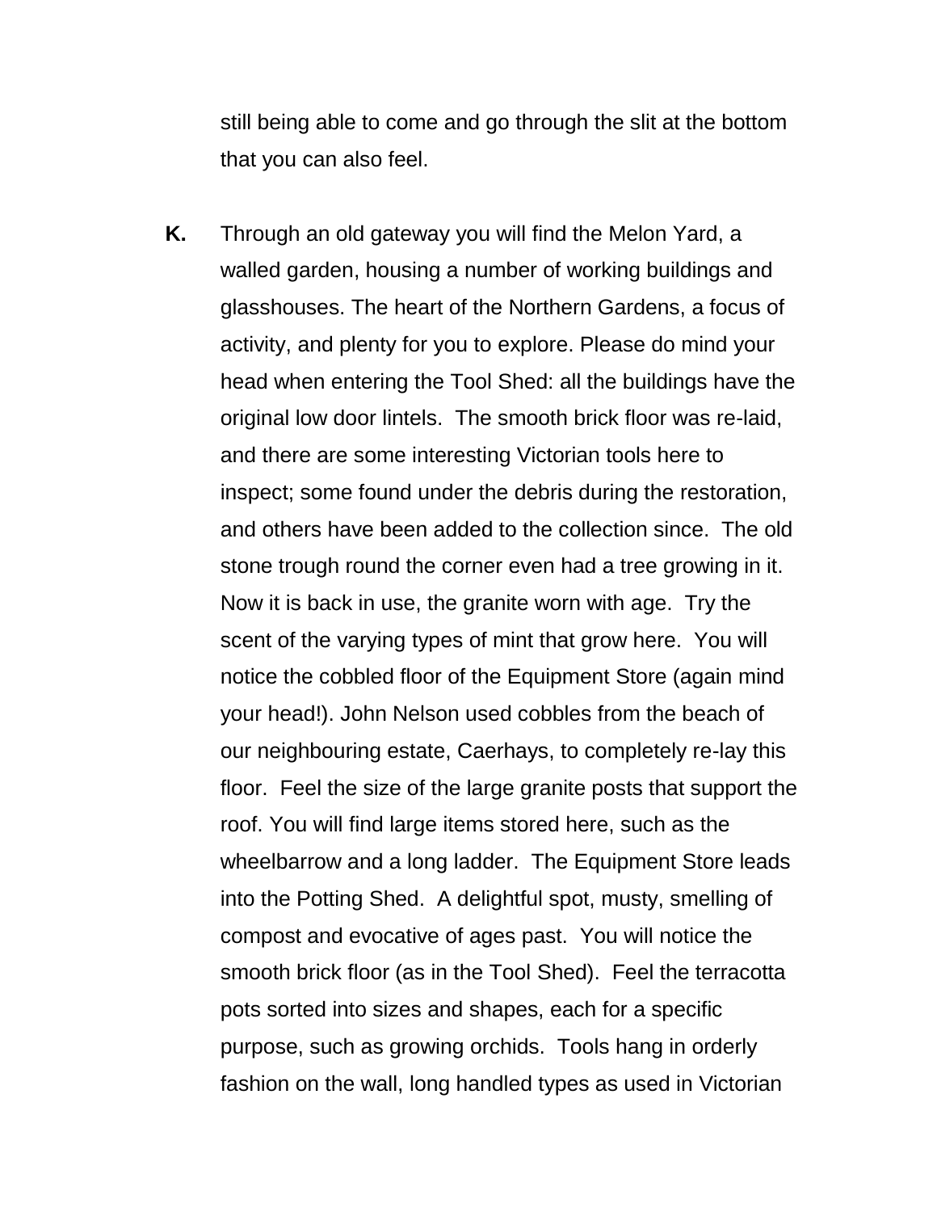still being able to come and go through the slit at the bottom that you can also feel.

**K.** Through an old gateway you will find the Melon Yard, a walled garden, housing a number of working buildings and glasshouses. The heart of the Northern Gardens, a focus of activity, and plenty for you to explore. Please do mind your head when entering the Tool Shed: all the buildings have the original low door lintels. The smooth brick floor was re-laid, and there are some interesting Victorian tools here to inspect; some found under the debris during the restoration, and others have been added to the collection since. The old stone trough round the corner even had a tree growing in it. Now it is back in use, the granite worn with age. Try the scent of the varying types of mint that grow here. You will notice the cobbled floor of the Equipment Store (again mind your head!). John Nelson used cobbles from the beach of our neighbouring estate, Caerhays, to completely re-lay this floor. Feel the size of the large granite posts that support the roof. You will find large items stored here, such as the wheelbarrow and a long ladder. The Equipment Store leads into the Potting Shed. A delightful spot, musty, smelling of compost and evocative of ages past. You will notice the smooth brick floor (as in the Tool Shed). Feel the terracotta pots sorted into sizes and shapes, each for a specific purpose, such as growing orchids. Tools hang in orderly fashion on the wall, long handled types as used in Victorian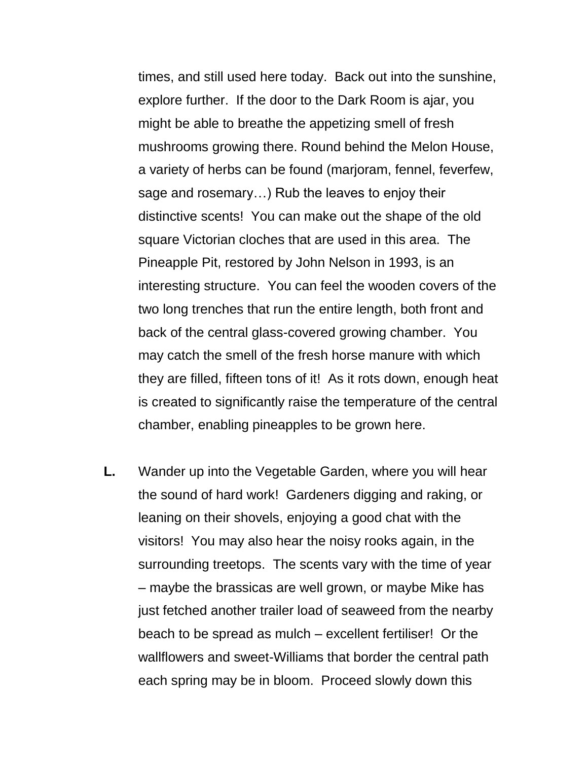times, and still used here today. Back out into the sunshine, explore further. If the door to the Dark Room is ajar, you might be able to breathe the appetizing smell of fresh mushrooms growing there. Round behind the Melon House, a variety of herbs can be found (marjoram, fennel, feverfew, sage and rosemary…) Rub the leaves to enjoy their distinctive scents! You can make out the shape of the old square Victorian cloches that are used in this area. The Pineapple Pit, restored by John Nelson in 1993, is an interesting structure. You can feel the wooden covers of the two long trenches that run the entire length, both front and back of the central glass-covered growing chamber. You may catch the smell of the fresh horse manure with which they are filled, fifteen tons of it! As it rots down, enough heat is created to significantly raise the temperature of the central chamber, enabling pineapples to be grown here.

**L.** Wander up into the Vegetable Garden, where you will hear the sound of hard work! Gardeners digging and raking, or leaning on their shovels, enjoying a good chat with the visitors! You may also hear the noisy rooks again, in the surrounding treetops. The scents vary with the time of year – maybe the brassicas are well grown, or maybe Mike has just fetched another trailer load of seaweed from the nearby beach to be spread as mulch – excellent fertiliser! Or the wallflowers and sweet-Williams that border the central path each spring may be in bloom. Proceed slowly down this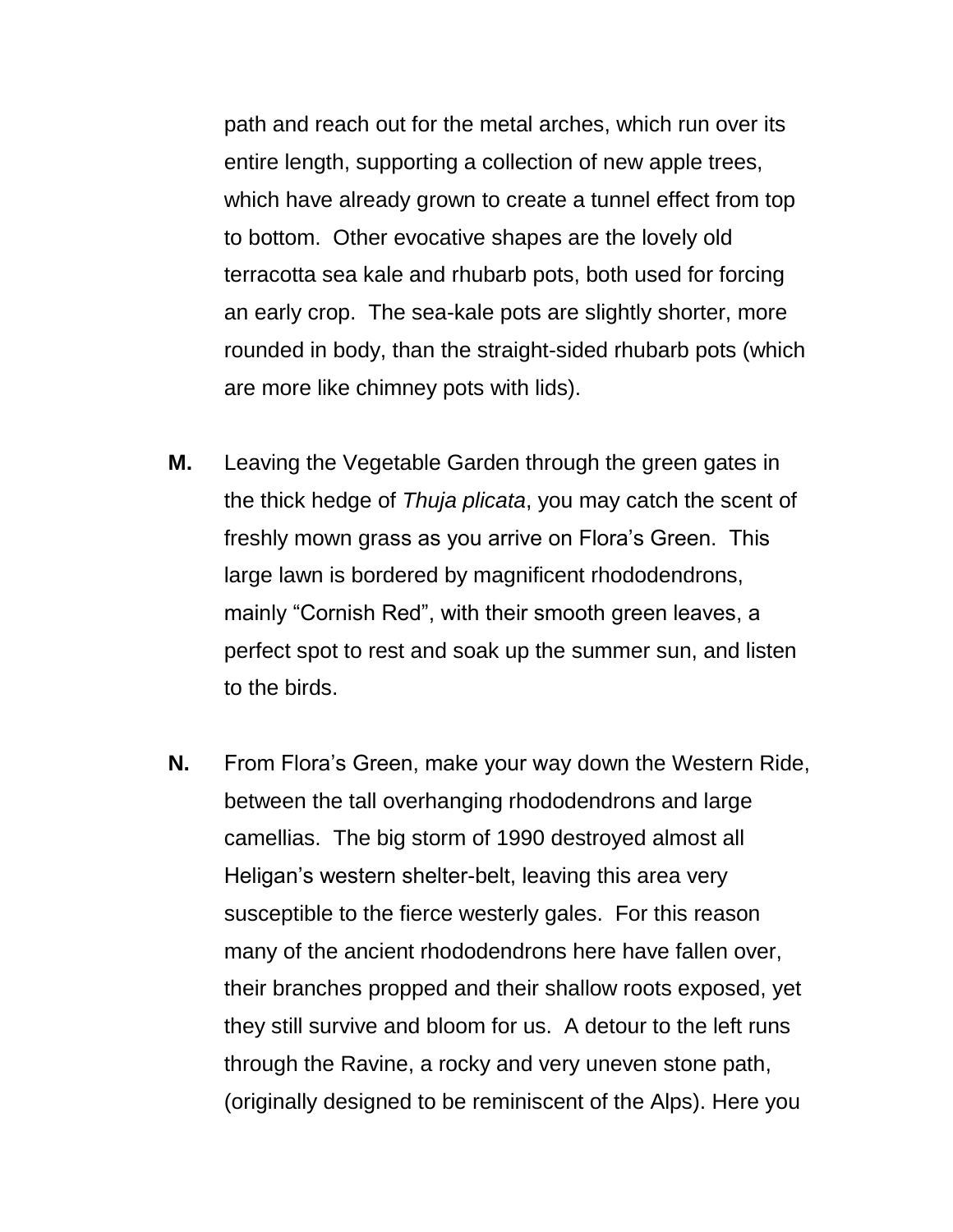path and reach out for the metal arches, which run over its entire length, supporting a collection of new apple trees, which have already grown to create a tunnel effect from top to bottom. Other evocative shapes are the lovely old terracotta sea kale and rhubarb pots, both used for forcing an early crop. The sea-kale pots are slightly shorter, more rounded in body, than the straight-sided rhubarb pots (which are more like chimney pots with lids).

**M.** Leaving the Vegetable Garden through the green gates in the thick hedge of *Thuja plicata*, you may catch the scent of freshly mown grass as you arrive on Flora's Green. This large lawn is bordered by magnificent rhododendrons, mainly "Cornish Red", with their smooth green leaves, a perfect spot to rest and soak up the summer sun, and listen to the birds.

**N.** From Flora's Green, make your way down the Western Ride, between the tall overhanging rhododendrons and large camellias. The big storm of 1990 destroyed almost all Heligan's western shelter-belt, leaving this area very susceptible to the fierce westerly gales. For this reason many of the ancient rhododendrons here have fallen over, their branches propped and their shallow roots exposed, yet they still survive and bloom for us. A detour to the left runs through the Ravine, a rocky and very uneven stone path, (originally designed to be reminiscent of the Alps). Here you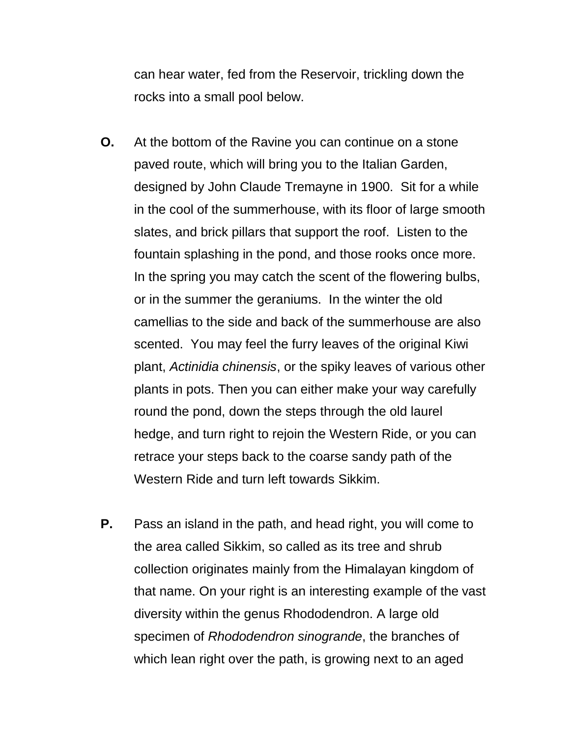can hear water, fed from the Reservoir, trickling down the rocks into a small pool below.

**O.** At the bottom of the Ravine you can continue on a stone paved route, which will bring you to the Italian Garden, designed by John Claude Tremayne in 1900. Sit for a while in the cool of the summerhouse, with its floor of large smooth slates, and brick pillars that support the roof. Listen to the fountain splashing in the pond, and those rooks once more. In the spring you may catch the scent of the flowering bulbs, or in the summer the geraniums. In the winter the old camellias to the side and back of the summerhouse are also scented. You may feel the furry leaves of the original Kiwi plant, *Actinidia chinensis*, or the spiky leaves of various other plants in pots. Then you can either make your way carefully round the pond, down the steps through the old laurel hedge, and turn right to rejoin the Western Ride, or you can retrace your steps back to the coarse sandy path of the Western Ride and turn left towards Sikkim.

**P.** Pass an island in the path, and head right, you will come to the area called Sikkim, so called as its tree and shrub collection originates mainly from the Himalayan kingdom of that name. On your right is an interesting example of the vast diversity within the genus Rhododendron. A large old specimen of *Rhododendron sinogrande*, the branches of which lean right over the path, is growing next to an aged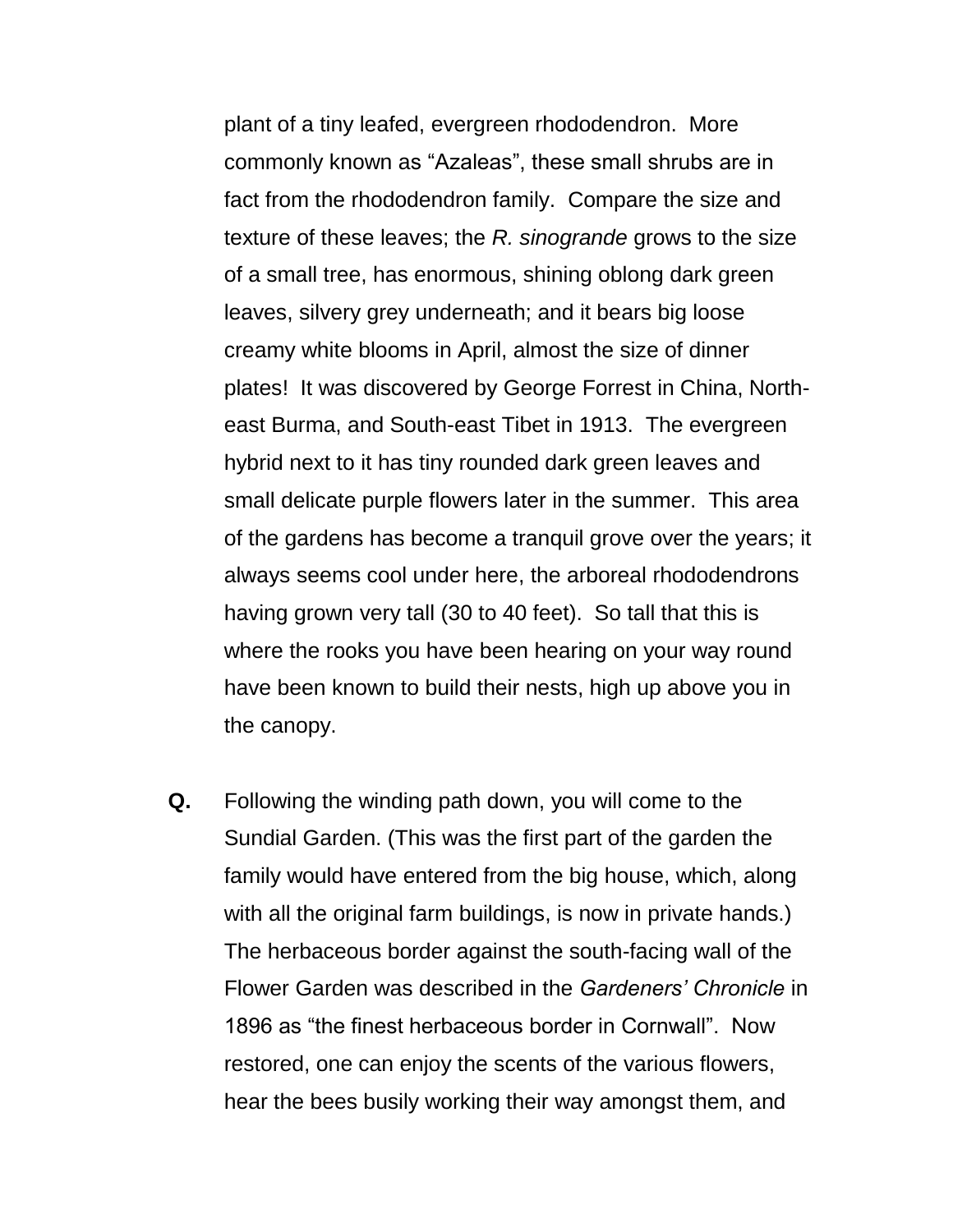plant of a tiny leafed, evergreen rhododendron. More commonly known as "Azaleas", these small shrubs are in fact from the rhododendron family. Compare the size and texture of these leaves; the *R. sinogrande* grows to the size of a small tree, has enormous, shining oblong dark green leaves, silvery grey underneath; and it bears big loose creamy white blooms in April, almost the size of dinner plates! It was discovered by George Forrest in China, North-east Burma, and South-east Tibet in 1913. The evergreen hybrid next to it has tiny rounded dark green leaves and small delicate purple flowers later in the summer. This area of the gardens has become a tranquil grove over the years; it always seems cool under here, the arboreal rhododendrons having grown very tall (30 to 40 feet). So tall that this is where the rooks you have been hearing on your way round have been known to build their nests, high up above you in the canopy.

**Q.** Following the winding path down, you will come to the Sundial Garden. (This was the first part of the garden the family would have entered from the big house, which, along with all the original farm buildings, is now in private hands.) The herbaceous border against the south-facing wall of the Flower Garden was described in the *Gardeners' Chronicle* in 1896 as "the finest herbaceous border in Cornwall". Now restored, one can enjoy the scents of the various flowers, hear the bees busily working their way amongst them, and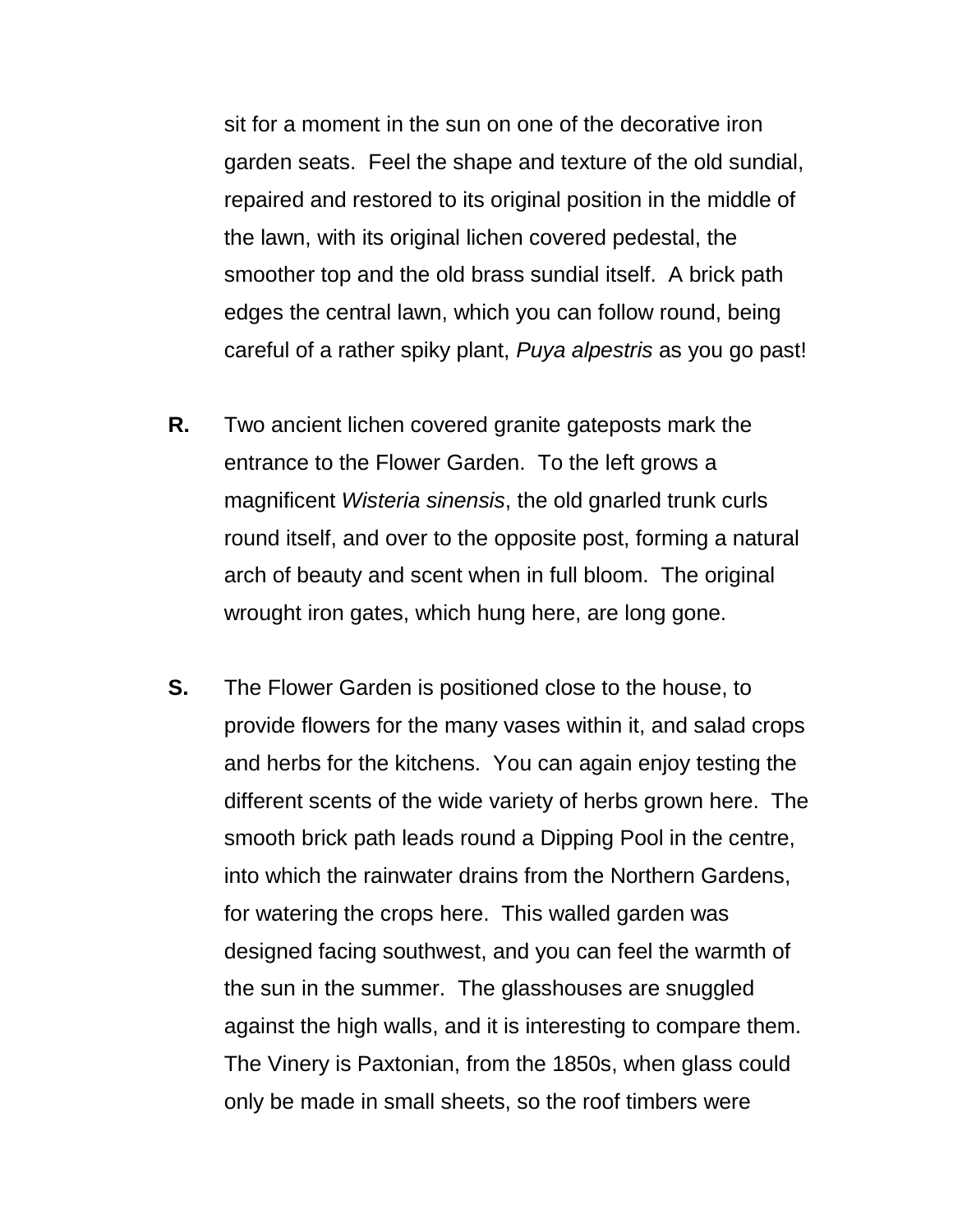sit for a moment in the sun on one of the decorative iron garden seats. Feel the shape and texture of the old sundial, repaired and restored to its original position in the middle of the lawn, with its original lichen covered pedestal, the smoother top and the old brass sundial itself. A brick path edges the central lawn, which you can follow round, being careful of a rather spiky plant, *Puya alpestris* as you go past!

**R.** Two ancient lichen covered granite gateposts mark the entrance to the Flower Garden. To the left grows a magnificent *Wisteria sinensis*, the old gnarled trunk curls round itself, and over to the opposite post, forming a natural arch of beauty and scent when in full bloom. The original wrought iron gates, which hung here, are long gone.

**S.** The Flower Garden is positioned close to the house, to provide flowers for the many vases within it, and salad crops and herbs for the kitchens. You can again enjoy testing the different scents of the wide variety of herbs grown here. The smooth brick path leads round a Dipping Pool in the centre, into which the rainwater drains from the Northern Gardens, for watering the crops here. This walled garden was designed facing southwest, and you can feel the warmth of the sun in the summer. The glasshouses are snuggled against the high walls, and it is interesting to compare them. The Vinery is Paxtonian, from the 1850s, when glass could only be made in small sheets, so the roof timbers were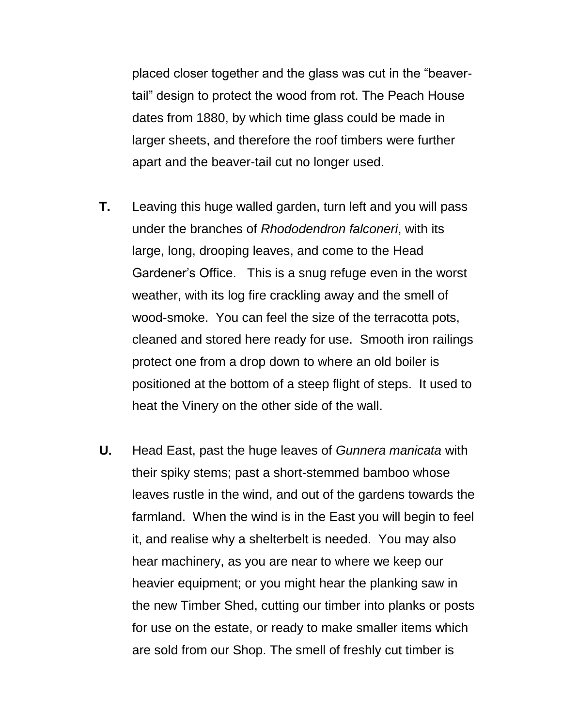placed closer together and the glass was cut in the “beaver-tail” design to protect the wood from rot. The Peach House dates from 1880, by which time glass could be made in larger sheets, and therefore the roof timbers were further apart and the beaver-tail cut no longer used.

**T.** Leaving this huge walled garden, turn left and you will pass under the branches of *Rhododendron falconeri*, with its large, long, drooping leaves, and come to the Head Gardener’s Office. This is a snug refuge even in the worst weather, with its log fire crackling away and the smell of wood-smoke. You can feel the size of the terracotta pots, cleaned and stored here ready for use. Smooth iron railings protect one from a drop down to where an old boiler is positioned at the bottom of a steep flight of steps. It used to heat the Vinery on the other side of the wall.

**U.** Head East, past the huge leaves of *Gunnera manicata* with their spiky stems; past a short-stemmed bamboo whose leaves rustle in the wind, and out of the gardens towards the farmland. When the wind is in the East you will begin to feel it, and realise why a shelterbelt is needed. You may also hear machinery, as you are near to where we keep our heavier equipment; or you might hear the planking saw in the new Timber Shed, cutting our timber into planks or posts for use on the estate, or ready to make smaller items which are sold from our Shop. The smell of freshly cut timber is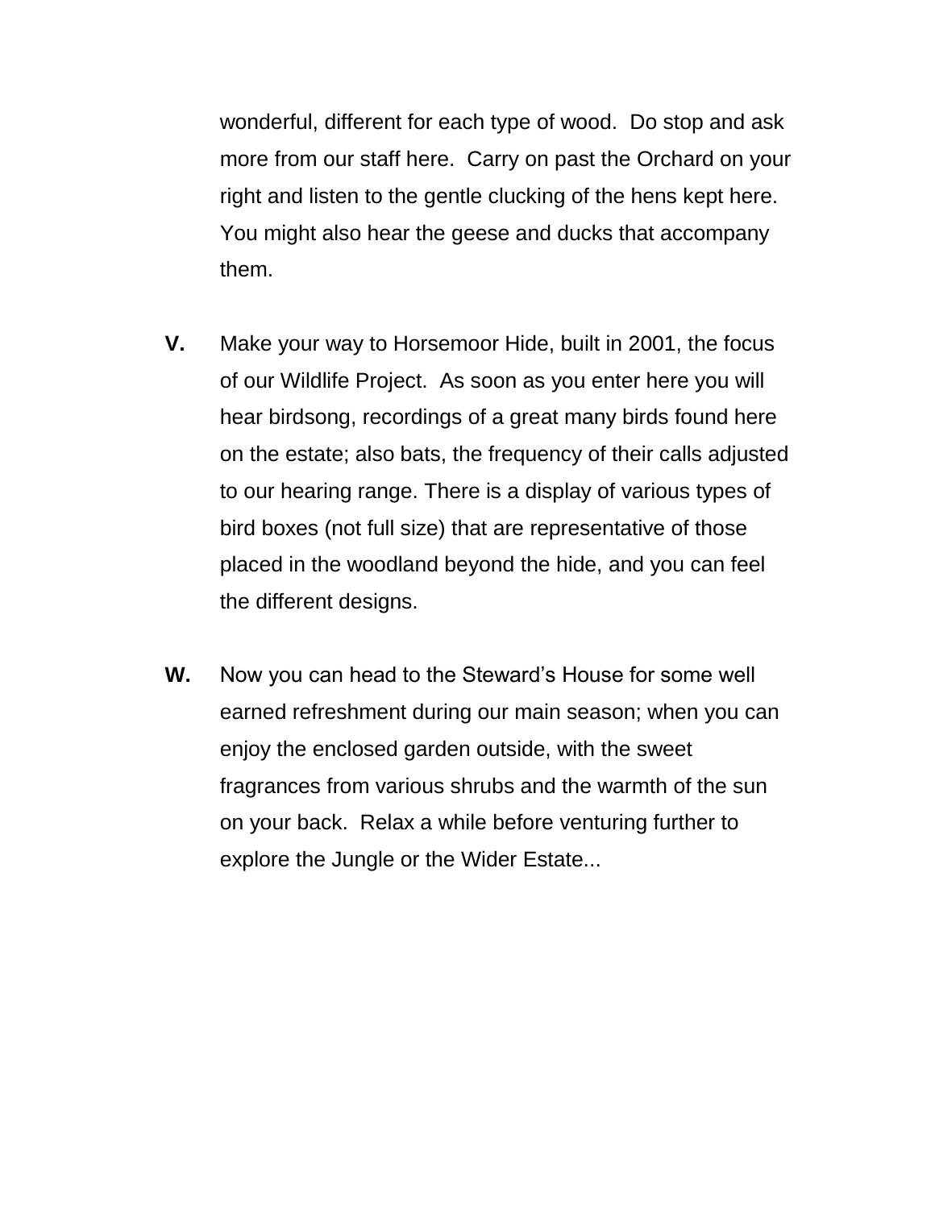wonderful, different for each type of wood. Do stop and ask more from our staff here. Carry on past the Orchard on your right and listen to the gentle clucking of the hens kept here. You might also hear the geese and ducks that accompany them.

**V.** Make your way to Horsemoor Hide, built in 2001, the focus of our Wildlife Project. As soon as you enter here you will hear birdsong, recordings of a great many birds found here on the estate; also bats, the frequency of their calls adjusted to our hearing range. There is a display of various types of bird boxes (not full size) that are representative of those placed in the woodland beyond the hide, and you can feel the different designs.

**W.** Now you can head to the Steward's House for some well earned refreshment during our main season; when you can enjoy the enclosed garden outside, with the sweet fragrances from various shrubs and the warmth of the sun on your back. Relax a while before venturing further to explore the Jungle or the Wider Estate...